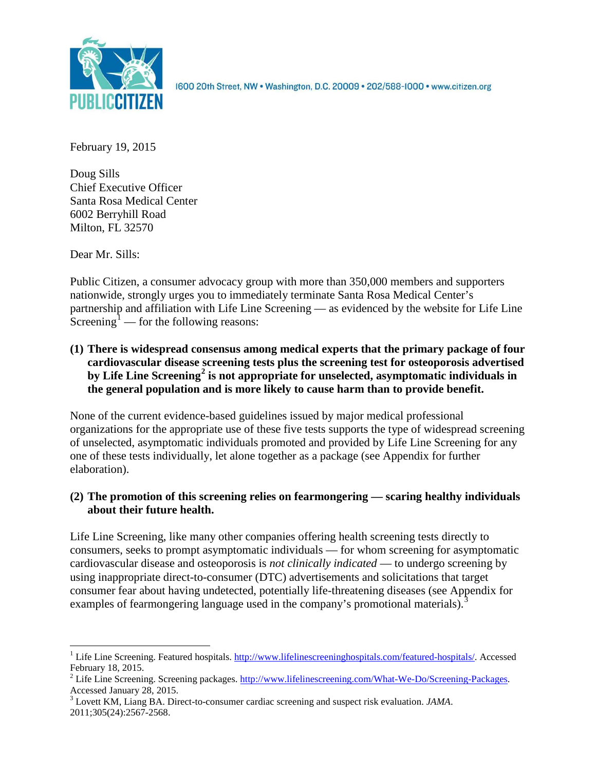1600 20th Street, NW • Washington, D.C. 20009 • 202/588-1000 • www.citizen.org

February 19, 2015

Doug Sills
Chief Executive Officer
Santa Rosa Medical Center
6002 Berryhill Road
Milton, FL 32570

Dear Mr. Sills:

Public Citizen, a consumer advocacy group with more than 350,000 members and supporters nationwide, strongly urges you to immediately terminate Santa Rosa Medical Center's partnership and affiliation with Life Line Screening — as evidenced by the website for Life Line Screening[1] — for the following reasons:

**(1) There is widespread consensus among medical experts that the primary package of four cardiovascular disease screening tests plus the screening test for osteoporosis advertised by Life Line Screening[2] is not appropriate for unselected, asymptomatic individuals in the general population and is more likely to cause harm than to provide benefit.**

None of the current evidence-based guidelines issued by major medical professional organizations for the appropriate use of these five tests supports the type of widespread screening of unselected, asymptomatic individuals promoted and provided by Life Line Screening for any one of these tests individually, let alone together as a package (see Appendix for further elaboration).

**(2) The promotion of this screening relies on fearmongering — scaring healthy individuals about their future health.**

Life Line Screening, like many other companies offering health screening tests directly to consumers, seeks to prompt asymptomatic individuals — for whom screening for asymptomatic cardiovascular disease and osteoporosis is *not clinically indicated* — to undergo screening by using inappropriate direct-to-consumer (DTC) advertisements and solicitations that target consumer fear about having undetected, potentially life-threatening diseases (see Appendix for examples of fearmongering language used in the company's promotional materials).[3]

---

[1] Life Line Screening. Featured hospitals. http://www.lifelinescreeninghospitals.com/featured-hospitals/. Accessed February 18, 2015.

[2] Life Line Screening. Screening packages. http://www.lifelinescreening.com/What-We-Do/Screening-Packages. Accessed January 28, 2015.

[3] Lovett KM, Liang BA. Direct-to-consumer cardiac screening and suspect risk evaluation. *JAMA*. 2011;305(24):2567-2568.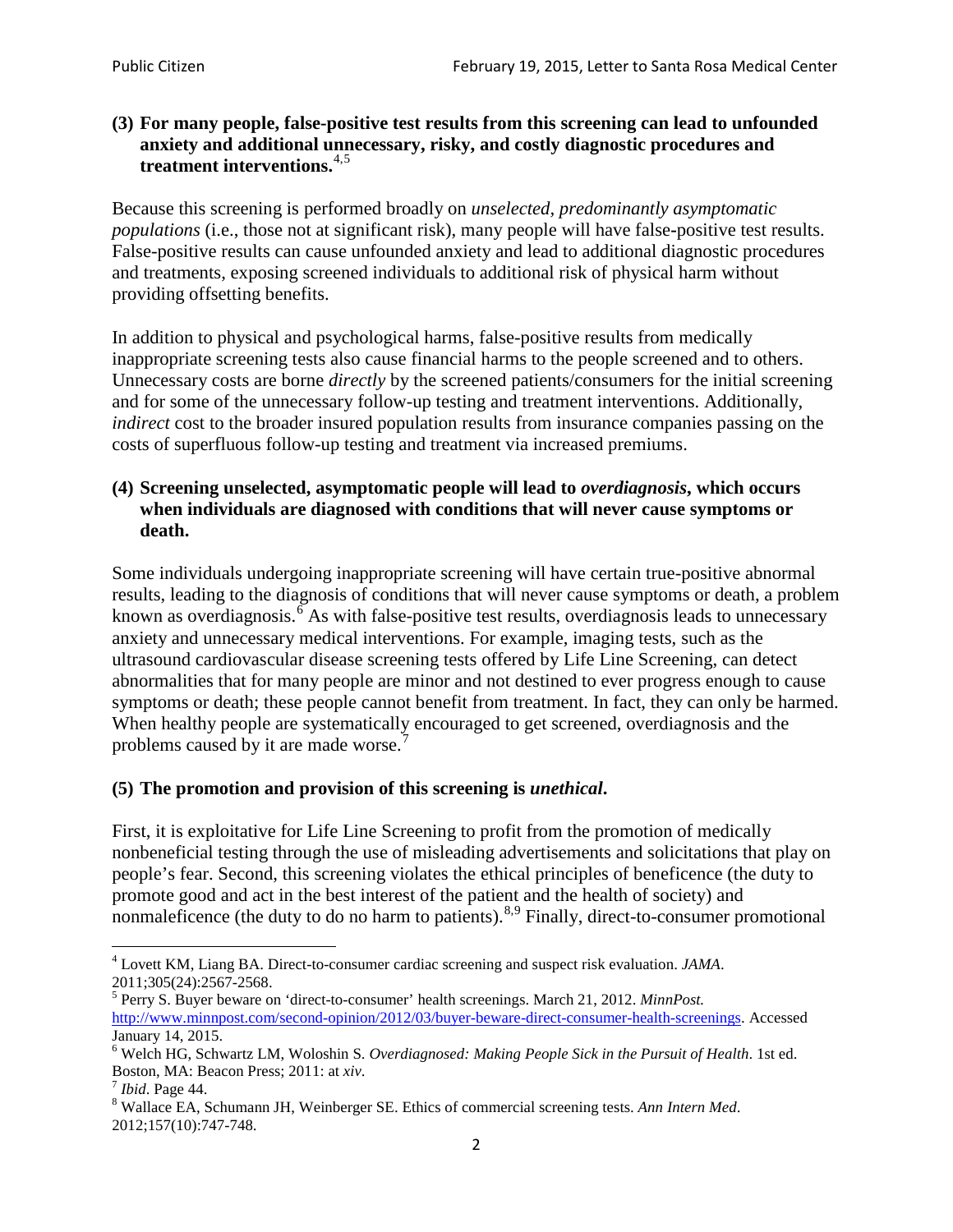**(3) For many people, false-positive test results from this screening can lead to unfounded anxiety and additional unnecessary, risky, and costly diagnostic procedures and treatment interventions.**[4,5]

Because this screening is performed broadly on *unselected, predominantly asymptomatic populations* (i.e., those not at significant risk), many people will have false-positive test results. False-positive results can cause unfounded anxiety and lead to additional diagnostic procedures and treatments, exposing screened individuals to additional risk of physical harm without providing offsetting benefits.

In addition to physical and psychological harms, false-positive results from medically inappropriate screening tests also cause financial harms to the people screened and to others. Unnecessary costs are borne *directly* by the screened patients/consumers for the initial screening and for some of the unnecessary follow-up testing and treatment interventions. Additionally, *indirect* cost to the broader insured population results from insurance companies passing on the costs of superfluous follow-up testing and treatment via increased premiums.

**(4) Screening unselected, asymptomatic people will lead to *overdiagnosis*, which occurs when individuals are diagnosed with conditions that will never cause symptoms or death.**

Some individuals undergoing inappropriate screening will have certain true-positive abnormal results, leading to the diagnosis of conditions that will never cause symptoms or death, a problem known as overdiagnosis.[6] As with false-positive test results, overdiagnosis leads to unnecessary anxiety and unnecessary medical interventions. For example, imaging tests, such as the ultrasound cardiovascular disease screening tests offered by Life Line Screening, can detect abnormalities that for many people are minor and not destined to ever progress enough to cause symptoms or death; these people cannot benefit from treatment. In fact, they can only be harmed. When healthy people are systematically encouraged to get screened, overdiagnosis and the problems caused by it are made worse.[7]

**(5) The promotion and provision of this screening is *unethical*.**

First, it is exploitative for Life Line Screening to profit from the promotion of medically nonbeneficial testing through the use of misleading advertisements and solicitations that play on people's fear. Second, this screening violates the ethical principles of beneficence (the duty to promote good and act in the best interest of the patient and the health of society) and nonmaleficence (the duty to do no harm to patients).[8,9] Finally, direct-to-consumer promotional

---

[4] Lovett KM, Liang BA. Direct-to-consumer cardiac screening and suspect risk evaluation. *JAMA*. 2011;305(24):2567-2568.

[5] Perry S. Buyer beware on 'direct-to-consumer' health screenings. March 21, 2012. *MinnPost.* http://www.minnpost.com/second-opinion/2012/03/buyer-beware-direct-consumer-health-screenings. Accessed January 14, 2015.

[6] Welch HG, Schwartz LM, Woloshin S. *Overdiagnosed: Making People Sick in the Pursuit of Health*. 1st ed. Boston, MA: Beacon Press; 2011: at *xiv*.

[7] *Ibid*. Page 44.

[8] Wallace EA, Schumann JH, Weinberger SE. Ethics of commercial screening tests. *Ann Intern Med*. 2012;157(10):747-748.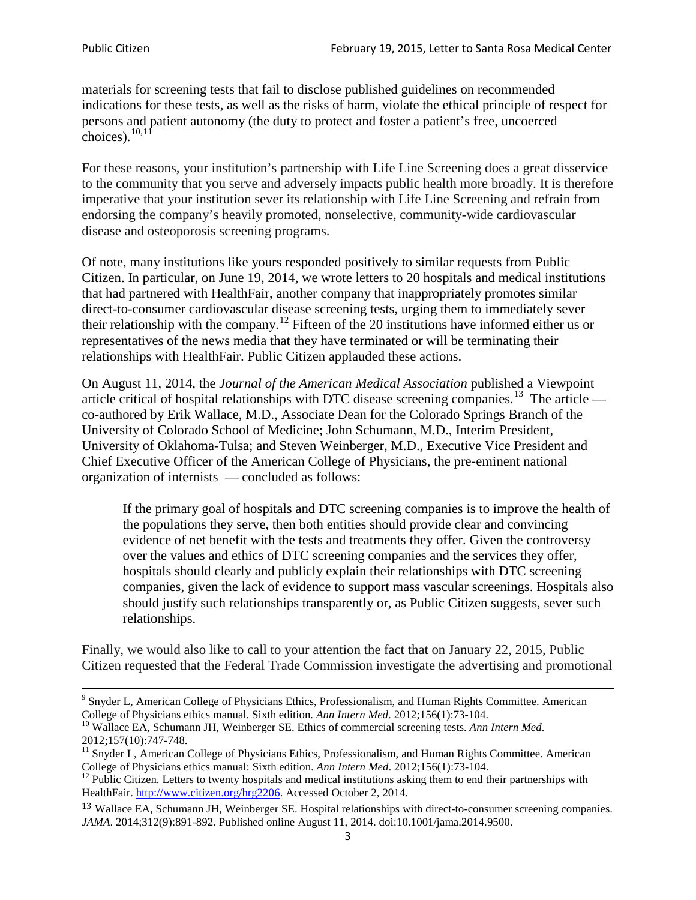materials for screening tests that fail to disclose published guidelines on recommended indications for these tests, as well as the risks of harm, violate the ethical principle of respect for persons and patient autonomy (the duty to protect and foster a patient's free, uncoerced choices).[10,11]

For these reasons, your institution's partnership with Life Line Screening does a great disservice to the community that you serve and adversely impacts public health more broadly. It is therefore imperative that your institution sever its relationship with Life Line Screening and refrain from endorsing the company's heavily promoted, nonselective, community-wide cardiovascular disease and osteoporosis screening programs.

Of note, many institutions like yours responded positively to similar requests from Public Citizen. In particular, on June 19, 2014, we wrote letters to 20 hospitals and medical institutions that had partnered with HealthFair, another company that inappropriately promotes similar direct-to-consumer cardiovascular disease screening tests, urging them to immediately sever their relationship with the company.[12] Fifteen of the 20 institutions have informed either us or representatives of the news media that they have terminated or will be terminating their relationships with HealthFair. Public Citizen applauded these actions.

On August 11, 2014, the *Journal of the American Medical Association* published a Viewpoint article critical of hospital relationships with DTC disease screening companies.[13] The article — co-authored by Erik Wallace, M.D., Associate Dean for the Colorado Springs Branch of the University of Colorado School of Medicine; John Schumann, M.D., Interim President, University of Oklahoma-Tulsa; and Steven Weinberger, M.D., Executive Vice President and Chief Executive Officer of the American College of Physicians, the pre-eminent national organization of internists — concluded as follows:

> If the primary goal of hospitals and DTC screening companies is to improve the health of the populations they serve, then both entities should provide clear and convincing evidence of net benefit with the tests and treatments they offer. Given the controversy over the values and ethics of DTC screening companies and the services they offer, hospitals should clearly and publicly explain their relationships with DTC screening companies, given the lack of evidence to support mass vascular screenings. Hospitals also should justify such relationships transparently or, as Public Citizen suggests, sever such relationships.

Finally, we would also like to call to your attention the fact that on January 22, 2015, Public Citizen requested that the Federal Trade Commission investigate the advertising and promotional

---

[9] Snyder L, American College of Physicians Ethics, Professionalism, and Human Rights Committee. American College of Physicians ethics manual. Sixth edition. *Ann Intern Med*. 2012;156(1):73-104.

[10] Wallace EA, Schumann JH, Weinberger SE. Ethics of commercial screening tests. *Ann Intern Med*. 2012;157(10):747-748.

[11] Snyder L, American College of Physicians Ethics, Professionalism, and Human Rights Committee. American College of Physicians ethics manual: Sixth edition. *Ann Intern Med*. 2012;156(1):73-104.

[12] Public Citizen. Letters to twenty hospitals and medical institutions asking them to end their partnerships with HealthFair. http://www.citizen.org/hrg2206. Accessed October 2, 2014.

[13] Wallace EA, Schumann JH, Weinberger SE. Hospital relationships with direct-to-consumer screening companies. *JAMA*. 2014;312(9):891-892. Published online August 11, 2014. doi:10.1001/jama.2014.9500.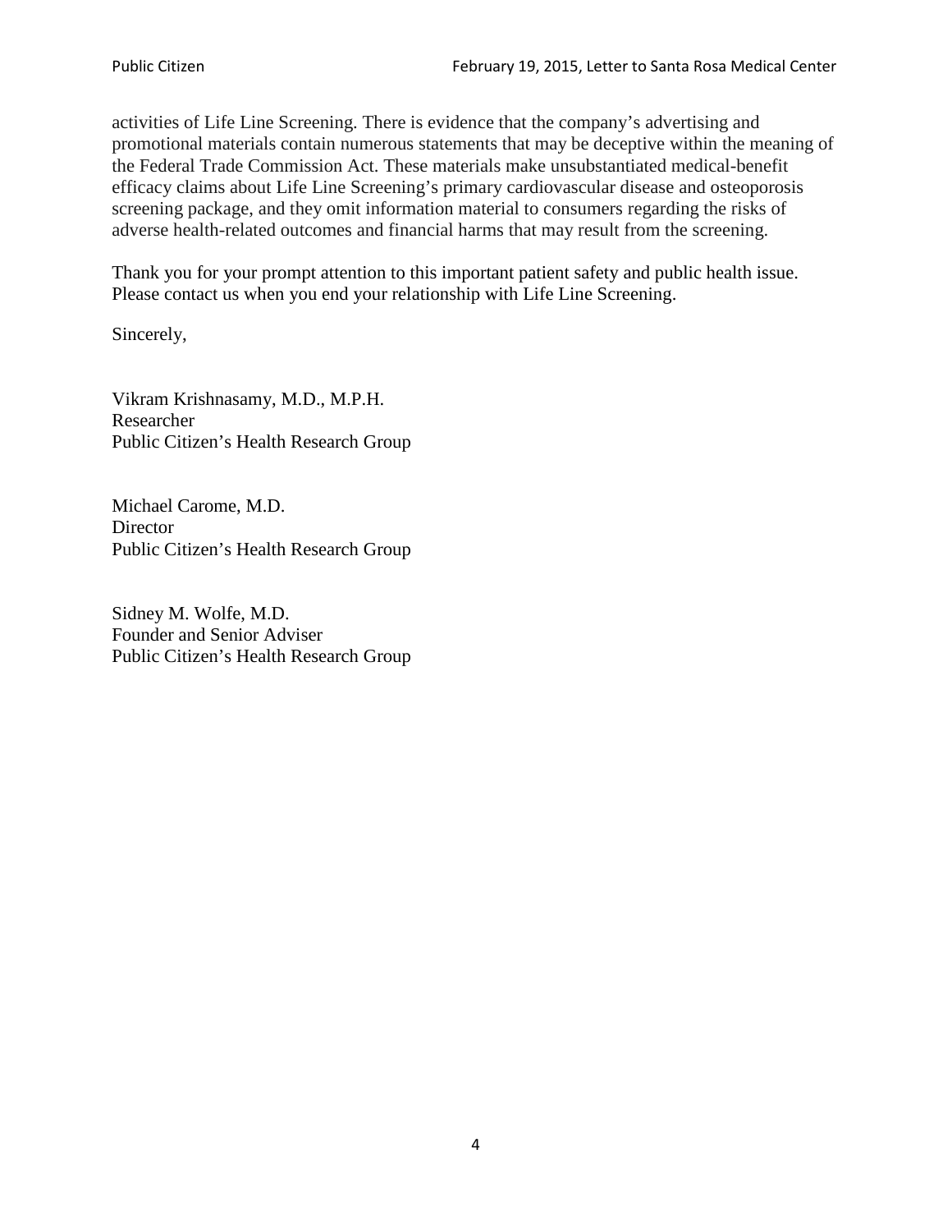activities of Life Line Screening. There is evidence that the company's advertising and promotional materials contain numerous statements that may be deceptive within the meaning of the Federal Trade Commission Act. These materials make unsubstantiated medical-benefit efficacy claims about Life Line Screening's primary cardiovascular disease and osteoporosis screening package, and they omit information material to consumers regarding the risks of adverse health-related outcomes and financial harms that may result from the screening.

Thank you for your prompt attention to this important patient safety and public health issue. Please contact us when you end your relationship with Life Line Screening.

Sincerely,

Vikram Krishnasamy, M.D., M.P.H.
Researcher
Public Citizen's Health Research Group

Michael Carome, M.D.
Director
Public Citizen's Health Research Group

Sidney M. Wolfe, M.D.
Founder and Senior Adviser
Public Citizen's Health Research Group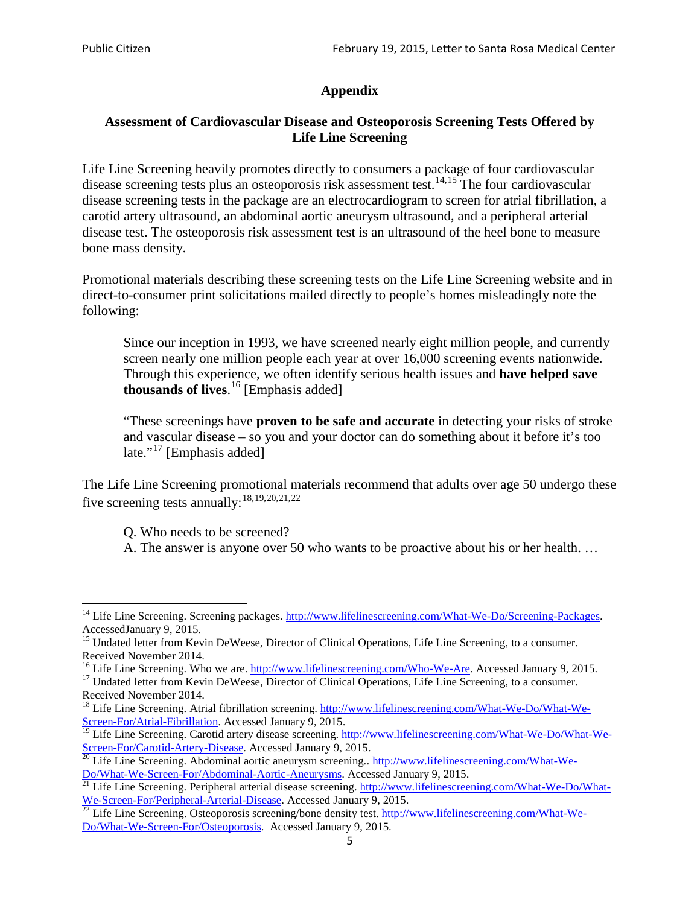## Appendix

### Assessment of Cardiovascular Disease and Osteoporosis Screening Tests Offered by Life Line Screening

Life Line Screening heavily promotes directly to consumers a package of four cardiovascular disease screening tests plus an osteoporosis risk assessment test.[14,15] The four cardiovascular disease screening tests in the package are an electrocardiogram to screen for atrial fibrillation, a carotid artery ultrasound, an abdominal aortic aneurysm ultrasound, and a peripheral arterial disease test. The osteoporosis risk assessment test is an ultrasound of the heel bone to measure bone mass density.

Promotional materials describing these screening tests on the Life Line Screening website and in direct-to-consumer print solicitations mailed directly to people's homes misleadingly note the following:

> Since our inception in 1993, we have screened nearly eight million people, and currently screen nearly one million people each year at over 16,000 screening events nationwide. Through this experience, we often identify serious health issues and **have helped save thousands of lives**.[16] [Emphasis added]
>
> "These screenings have **proven to be safe and accurate** in detecting your risks of stroke and vascular disease – so you and your doctor can do something about it before it's too late."[17] [Emphasis added]

The Life Line Screening promotional materials recommend that adults over age 50 undergo these five screening tests annually:[18,19,20,21,22]

> Q. Who needs to be screened?
> A. The answer is anyone over 50 who wants to be proactive about his or her health. …

---

[14] Life Line Screening. Screening packages. http://www.lifelinescreening.com/What-We-Do/Screening-Packages. AccessedJanuary 9, 2015.

[15] Undated letter from Kevin DeWeese, Director of Clinical Operations, Life Line Screening, to a consumer. Received November 2014.

[16] Life Line Screening. Who we are. http://www.lifelinescreening.com/Who-We-Are. Accessed January 9, 2015.

[17] Undated letter from Kevin DeWeese, Director of Clinical Operations, Life Line Screening, to a consumer. Received November 2014.

[18] Life Line Screening. Atrial fibrillation screening. http://www.lifelinescreening.com/What-We-Do/What-We-Screen-For/Atrial-Fibrillation. Accessed January 9, 2015.

[19] Life Line Screening. Carotid artery disease screening. http://www.lifelinescreening.com/What-We-Do/What-We-Screen-For/Carotid-Artery-Disease. Accessed January 9, 2015.

[20] Life Line Screening. Abdominal aortic aneurysm screening.. http://www.lifelinescreening.com/What-We-Do/What-We-Screen-For/Abdominal-Aortic-Aneurysms. Accessed January 9, 2015.

[21] Life Line Screening. Peripheral arterial disease screening. http://www.lifelinescreening.com/What-We-Do/What-We-Screen-For/Peripheral-Arterial-Disease. Accessed January 9, 2015.

[22] Life Line Screening. Osteoporosis screening/bone density test. http://www.lifelinescreening.com/What-We-Do/What-We-Screen-For/Osteoporosis. Accessed January 9, 2015.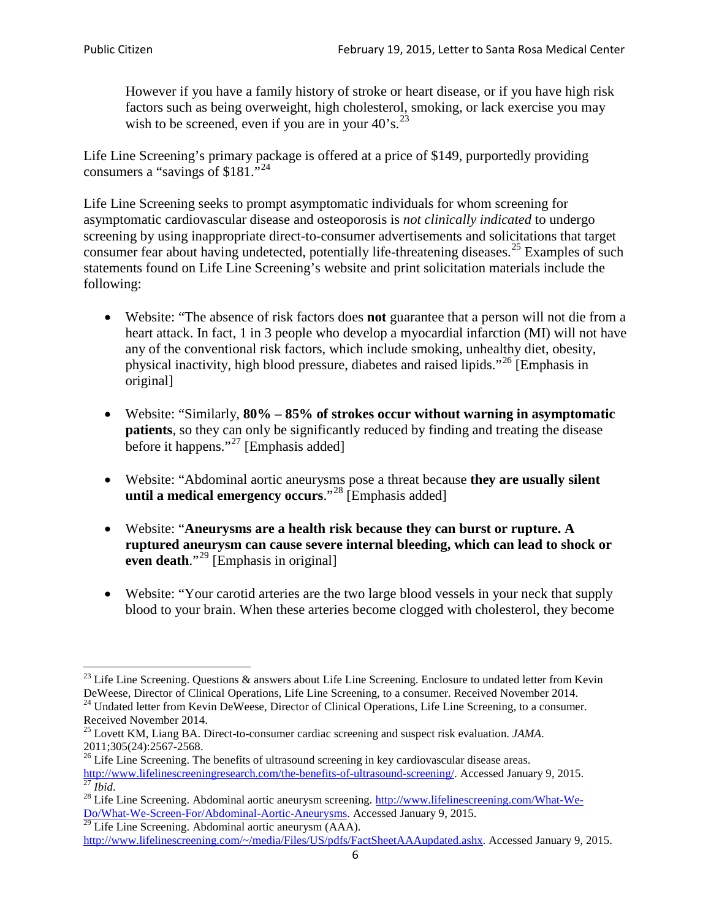> However if you have a family history of stroke or heart disease, or if you have high risk factors such as being overweight, high cholesterol, smoking, or lack exercise you may wish to be screened, even if you are in your 40's.[23]

Life Line Screening's primary package is offered at a price of $149, purportedly providing consumers a "savings of $181."[24]

Life Line Screening seeks to prompt asymptomatic individuals for whom screening for asymptomatic cardiovascular disease and osteoporosis is *not clinically indicated* to undergo screening by using inappropriate direct-to-consumer advertisements and solicitations that target consumer fear about having undetected, potentially life-threatening diseases.[25] Examples of such statements found on Life Line Screening's website and print solicitation materials include the following:

- Website: "The absence of risk factors does **not** guarantee that a person will not die from a heart attack. In fact, 1 in 3 people who develop a myocardial infarction (MI) will not have any of the conventional risk factors, which include smoking, unhealthy diet, obesity, physical inactivity, high blood pressure, diabetes and raised lipids."[26] [Emphasis in original]

- Website: "Similarly, **80% – 85% of strokes occur without warning in asymptomatic patients**, so they can only be significantly reduced by finding and treating the disease before it happens."[27] [Emphasis added]

- Website: "Abdominal aortic aneurysms pose a threat because **they are usually silent until a medical emergency occurs**."[28] [Emphasis added]

- Website: "**Aneurysms are a health risk because they can burst or rupture. A ruptured aneurysm can cause severe internal bleeding, which can lead to shock or even death**."[29] [Emphasis in original]

- Website: "Your carotid arteries are the two large blood vessels in your neck that supply blood to your brain. When these arteries become clogged with cholesterol, they become

---

[23] Life Line Screening. Questions & answers about Life Line Screening. Enclosure to undated letter from Kevin DeWeese, Director of Clinical Operations, Life Line Screening, to a consumer. Received November 2014.

[24] Undated letter from Kevin DeWeese, Director of Clinical Operations, Life Line Screening, to a consumer. Received November 2014.

[25] Lovett KM, Liang BA. Direct-to-consumer cardiac screening and suspect risk evaluation. *JAMA*. 2011;305(24):2567-2568.

[26] Life Line Screening. The benefits of ultrasound screening in key cardiovascular disease areas. http://www.lifelinescreeningresearch.com/the-benefits-of-ultrasound-screening/. Accessed January 9, 2015.

[27] *Ibid*.

[28] Life Line Screening. Abdominal aortic aneurysm screening. http://www.lifelinescreening.com/What-We-Do/What-We-Screen-For/Abdominal-Aortic-Aneurysms. Accessed January 9, 2015.

[29] Life Line Screening. Abdominal aortic aneurysm (AAA). http://www.lifelinescreening.com/~/media/Files/US/pdfs/FactSheetAAAupdated.ashx. Accessed January 9, 2015.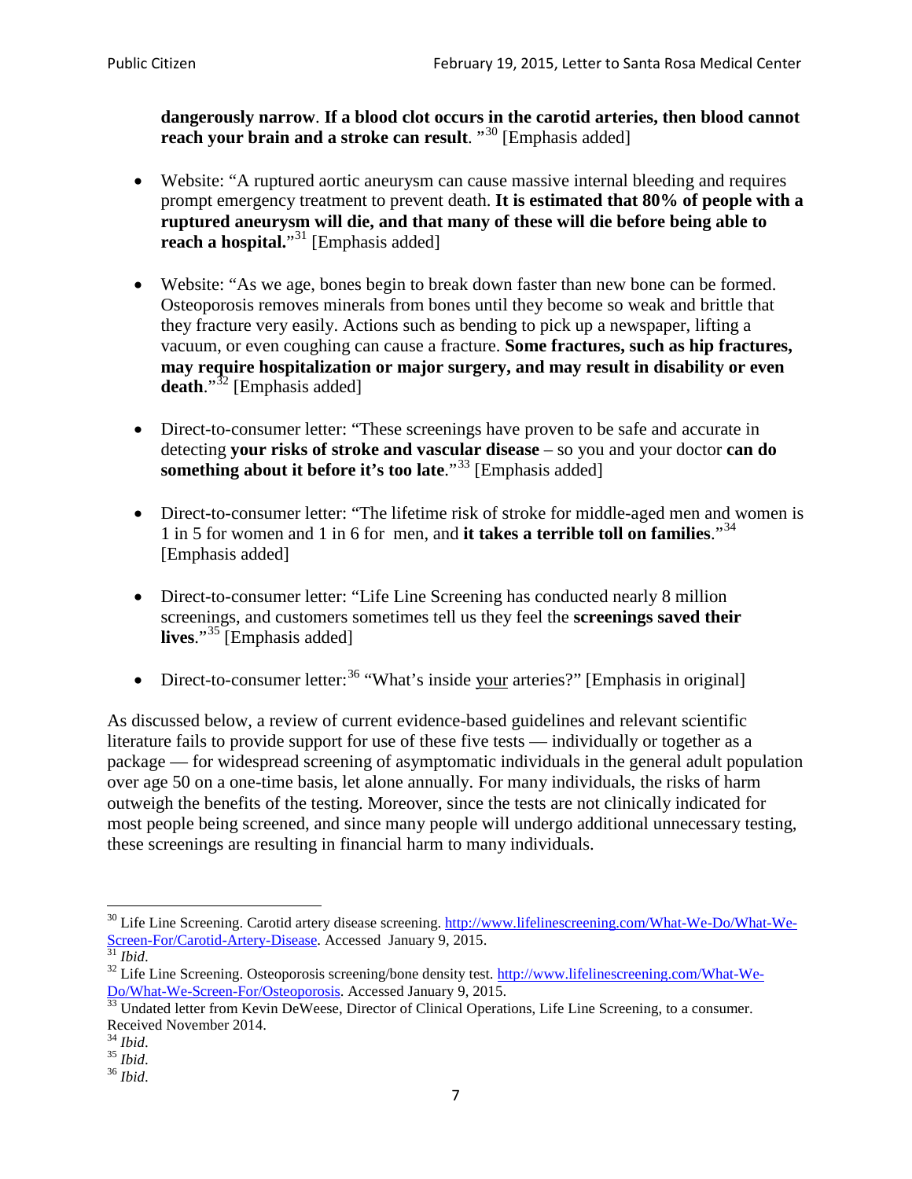**dangerously narrow**. **If a blood clot occurs in the carotid arteries, then blood cannot reach your brain and a stroke can result**. "[30] [Emphasis added]

- Website: "A ruptured aortic aneurysm can cause massive internal bleeding and requires prompt emergency treatment to prevent death. **It is estimated that 80% of people with a ruptured aneurysm will die, and that many of these will die before being able to reach a hospital.**"[31] [Emphasis added]

- Website: "As we age, bones begin to break down faster than new bone can be formed. Osteoporosis removes minerals from bones until they become so weak and brittle that they fracture very easily. Actions such as bending to pick up a newspaper, lifting a vacuum, or even coughing can cause a fracture. **Some fractures, such as hip fractures, may require hospitalization or major surgery, and may result in disability or even death**."[32] [Emphasis added]

- Direct-to-consumer letter: "These screenings have proven to be safe and accurate in detecting **your risks of stroke and vascular disease** – so you and your doctor **can do something about it before it's too late**."[33] [Emphasis added]

- Direct-to-consumer letter: "The lifetime risk of stroke for middle-aged men and women is 1 in 5 for women and 1 in 6 for men, and **it takes a terrible toll on families**."[34] [Emphasis added]

- Direct-to-consumer letter: "Life Line Screening has conducted nearly 8 million screenings, and customers sometimes tell us they feel the **screenings saved their lives**."[35] [Emphasis added]

- Direct-to-consumer letter:[36] "What's inside <u>your</u> arteries?" [Emphasis in original]

As discussed below, a review of current evidence-based guidelines and relevant scientific literature fails to provide support for use of these five tests — individually or together as a package — for widespread screening of asymptomatic individuals in the general adult population over age 50 on a one-time basis, let alone annually. For many individuals, the risks of harm outweigh the benefits of the testing. Moreover, since the tests are not clinically indicated for most people being screened, and since many people will undergo additional unnecessary testing, these screenings are resulting in financial harm to many individuals.

---

[30] Life Line Screening. Carotid artery disease screening. http://www.lifelinescreening.com/What-We-Do/What-We-Screen-For/Carotid-Artery-Disease. Accessed January 9, 2015.

[31] *Ibid*.

[32] Life Line Screening. Osteoporosis screening/bone density test. http://www.lifelinescreening.com/What-We-Do/What-We-Screen-For/Osteoporosis. Accessed January 9, 2015.

[33] Undated letter from Kevin DeWeese, Director of Clinical Operations, Life Line Screening, to a consumer. Received November 2014.

[34] *Ibid*.

[35] *Ibid*.

[36] *Ibid*.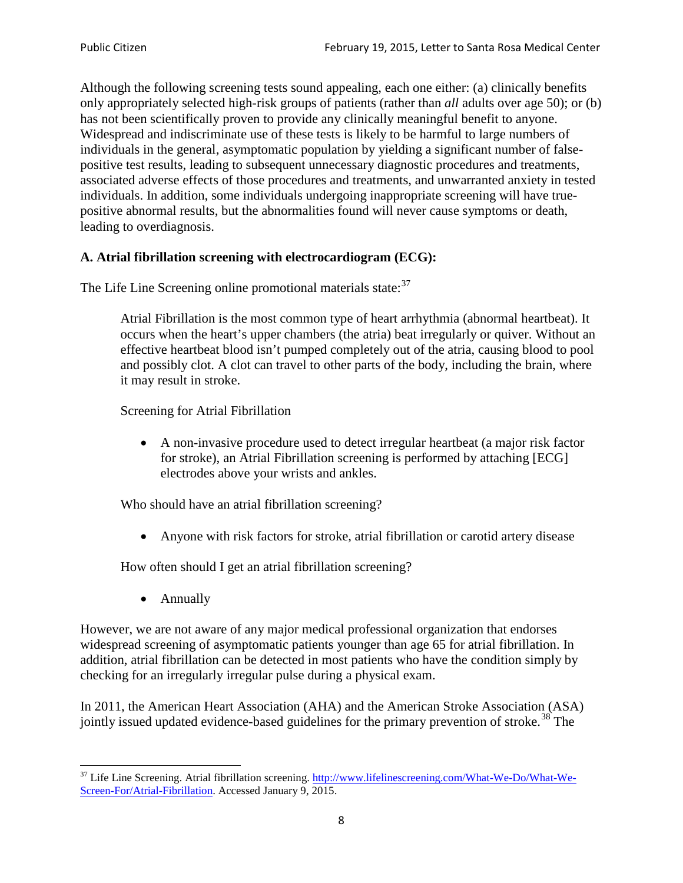Although the following screening tests sound appealing, each one either: (a) clinically benefits only appropriately selected high-risk groups of patients (rather than *all* adults over age 50); or (b) has not been scientifically proven to provide any clinically meaningful benefit to anyone. Widespread and indiscriminate use of these tests is likely to be harmful to large numbers of individuals in the general, asymptomatic population by yielding a significant number of false-positive test results, leading to subsequent unnecessary diagnostic procedures and treatments, associated adverse effects of those procedures and treatments, and unwarranted anxiety in tested individuals. In addition, some individuals undergoing inappropriate screening will have true-positive abnormal results, but the abnormalities found will never cause symptoms or death, leading to overdiagnosis.

**A. Atrial fibrillation screening with electrocardiogram (ECG):**

The Life Line Screening online promotional materials state:[37]

> Atrial Fibrillation is the most common type of heart arrhythmia (abnormal heartbeat). It occurs when the heart's upper chambers (the atria) beat irregularly or quiver. Without an effective heartbeat blood isn't pumped completely out of the atria, causing blood to pool and possibly clot. A clot can travel to other parts of the body, including the brain, where it may result in stroke.
>
> Screening for Atrial Fibrillation
>
> - A non-invasive procedure used to detect irregular heartbeat (a major risk factor for stroke), an Atrial Fibrillation screening is performed by attaching [ECG] electrodes above your wrists and ankles.
>
> Who should have an atrial fibrillation screening?
>
> - Anyone with risk factors for stroke, atrial fibrillation or carotid artery disease
>
> How often should I get an atrial fibrillation screening?
>
> - Annually

However, we are not aware of any major medical professional organization that endorses widespread screening of asymptomatic patients younger than age 65 for atrial fibrillation. In addition, atrial fibrillation can be detected in most patients who have the condition simply by checking for an irregularly irregular pulse during a physical exam.

In 2011, the American Heart Association (AHA) and the American Stroke Association (ASA) jointly issued updated evidence-based guidelines for the primary prevention of stroke.[38] The

[37] Life Line Screening. Atrial fibrillation screening. http://www.lifelinescreening.com/What-We-Do/What-We-Screen-For/Atrial-Fibrillation. Accessed January 9, 2015.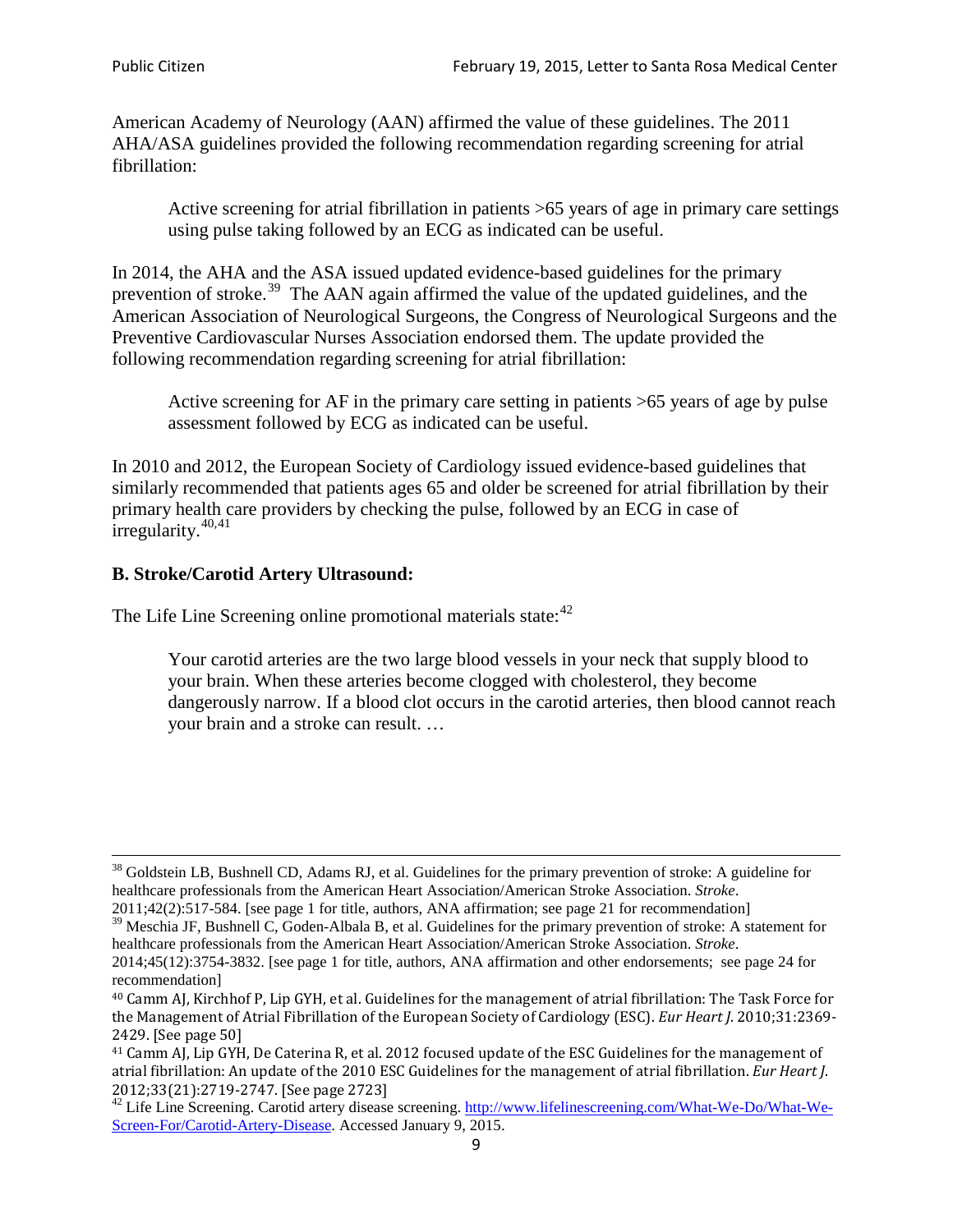American Academy of Neurology (AAN) affirmed the value of these guidelines. The 2011 AHA/ASA guidelines provided the following recommendation regarding screening for atrial fibrillation:

> Active screening for atrial fibrillation in patients >65 years of age in primary care settings using pulse taking followed by an ECG as indicated can be useful.

In 2014, the AHA and the ASA issued updated evidence-based guidelines for the primary prevention of stroke.[39] The AAN again affirmed the value of the updated guidelines, and the American Association of Neurological Surgeons, the Congress of Neurological Surgeons and the Preventive Cardiovascular Nurses Association endorsed them. The update provided the following recommendation regarding screening for atrial fibrillation:

> Active screening for AF in the primary care setting in patients >65 years of age by pulse assessment followed by ECG as indicated can be useful.

In 2010 and 2012, the European Society of Cardiology issued evidence-based guidelines that similarly recommended that patients ages 65 and older be screened for atrial fibrillation by their primary health care providers by checking the pulse, followed by an ECG in case of irregularity.[40,41]

### B. Stroke/Carotid Artery Ultrasound:

The Life Line Screening online promotional materials state:[42]

> Your carotid arteries are the two large blood vessels in your neck that supply blood to your brain. When these arteries become clogged with cholesterol, they become dangerously narrow. If a blood clot occurs in the carotid arteries, then blood cannot reach your brain and a stroke can result. …

---

[38] Goldstein LB, Bushnell CD, Adams RJ, et al. Guidelines for the primary prevention of stroke: A guideline for healthcare professionals from the American Heart Association/American Stroke Association. *Stroke*. 2011;42(2):517-584. [see page 1 for title, authors, ANA affirmation; see page 21 for recommendation]

[39] Meschia JF, Bushnell C, Goden-Albala B, et al. Guidelines for the primary prevention of stroke: A statement for healthcare professionals from the American Heart Association/American Stroke Association. *Stroke*. 2014;45(12):3754-3832. [see page 1 for title, authors, ANA affirmation and other endorsements; see page 24 for recommendation]

[40] Camm AJ, Kirchhof P, Lip GYH, et al. Guidelines for the management of atrial fibrillation: The Task Force for the Management of Atrial Fibrillation of the European Society of Cardiology (ESC). *Eur Heart J*. 2010;31:2369-2429. [See page 50]

[41] Camm AJ, Lip GYH, De Caterina R, et al. 2012 focused update of the ESC Guidelines for the management of atrial fibrillation: An update of the 2010 ESC Guidelines for the management of atrial fibrillation. *Eur Heart J*. 2012;33(21):2719-2747. [See page 2723]

[42] Life Line Screening. Carotid artery disease screening. http://www.lifelinescreening.com/What-We-Do/What-We-Screen-For/Carotid-Artery-Disease. Accessed January 9, 2015.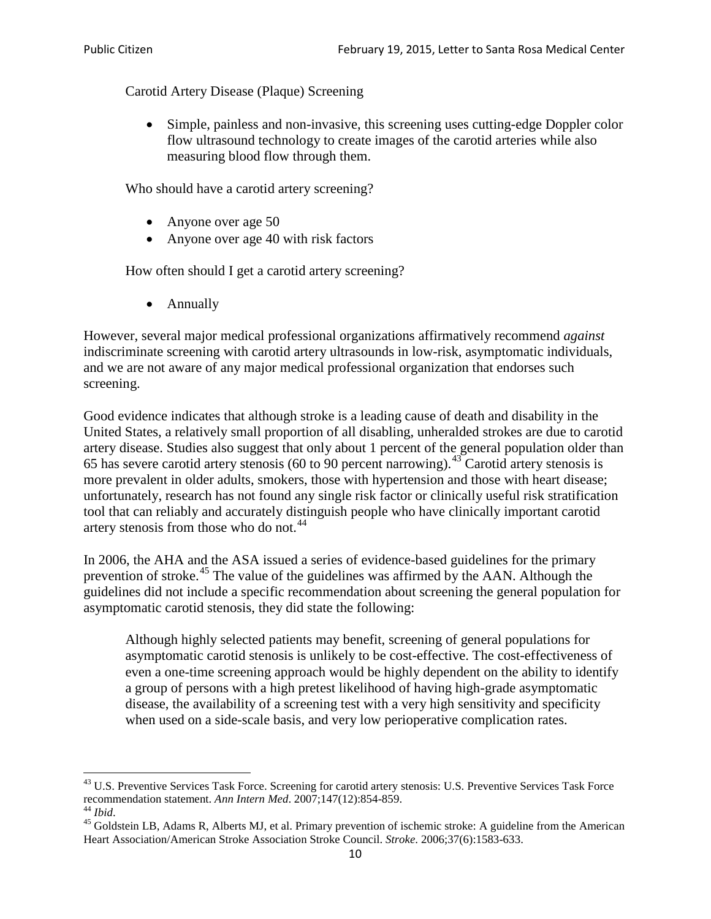Carotid Artery Disease (Plaque) Screening

- Simple, painless and non-invasive, this screening uses cutting-edge Doppler color flow ultrasound technology to create images of the carotid arteries while also measuring blood flow through them.

Who should have a carotid artery screening?

- Anyone over age 50
- Anyone over age 40 with risk factors

How often should I get a carotid artery screening?

- Annually

However, several major medical professional organizations affirmatively recommend *against* indiscriminate screening with carotid artery ultrasounds in low-risk, asymptomatic individuals, and we are not aware of any major medical professional organization that endorses such screening.

Good evidence indicates that although stroke is a leading cause of death and disability in the United States, a relatively small proportion of all disabling, unheralded strokes are due to carotid artery disease. Studies also suggest that only about 1 percent of the general population older than 65 has severe carotid artery stenosis (60 to 90 percent narrowing).[43] Carotid artery stenosis is more prevalent in older adults, smokers, those with hypertension and those with heart disease; unfortunately, research has not found any single risk factor or clinically useful risk stratification tool that can reliably and accurately distinguish people who have clinically important carotid artery stenosis from those who do not.[44]

In 2006, the AHA and the ASA issued a series of evidence-based guidelines for the primary prevention of stroke.[45] The value of the guidelines was affirmed by the AAN. Although the guidelines did not include a specific recommendation about screening the general population for asymptomatic carotid stenosis, they did state the following:

> Although highly selected patients may benefit, screening of general populations for asymptomatic carotid stenosis is unlikely to be cost-effective. The cost-effectiveness of even a one-time screening approach would be highly dependent on the ability to identify a group of persons with a high pretest likelihood of having high-grade asymptomatic disease, the availability of a screening test with a very high sensitivity and specificity when used on a side-scale basis, and very low perioperative complication rates.

---

[43] U.S. Preventive Services Task Force. Screening for carotid artery stenosis: U.S. Preventive Services Task Force recommendation statement. *Ann Intern Med*. 2007;147(12):854-859.

[44] *Ibid*.

[45] Goldstein LB, Adams R, Alberts MJ, et al. Primary prevention of ischemic stroke: A guideline from the American Heart Association/American Stroke Association Stroke Council. *Stroke*. 2006;37(6):1583-633.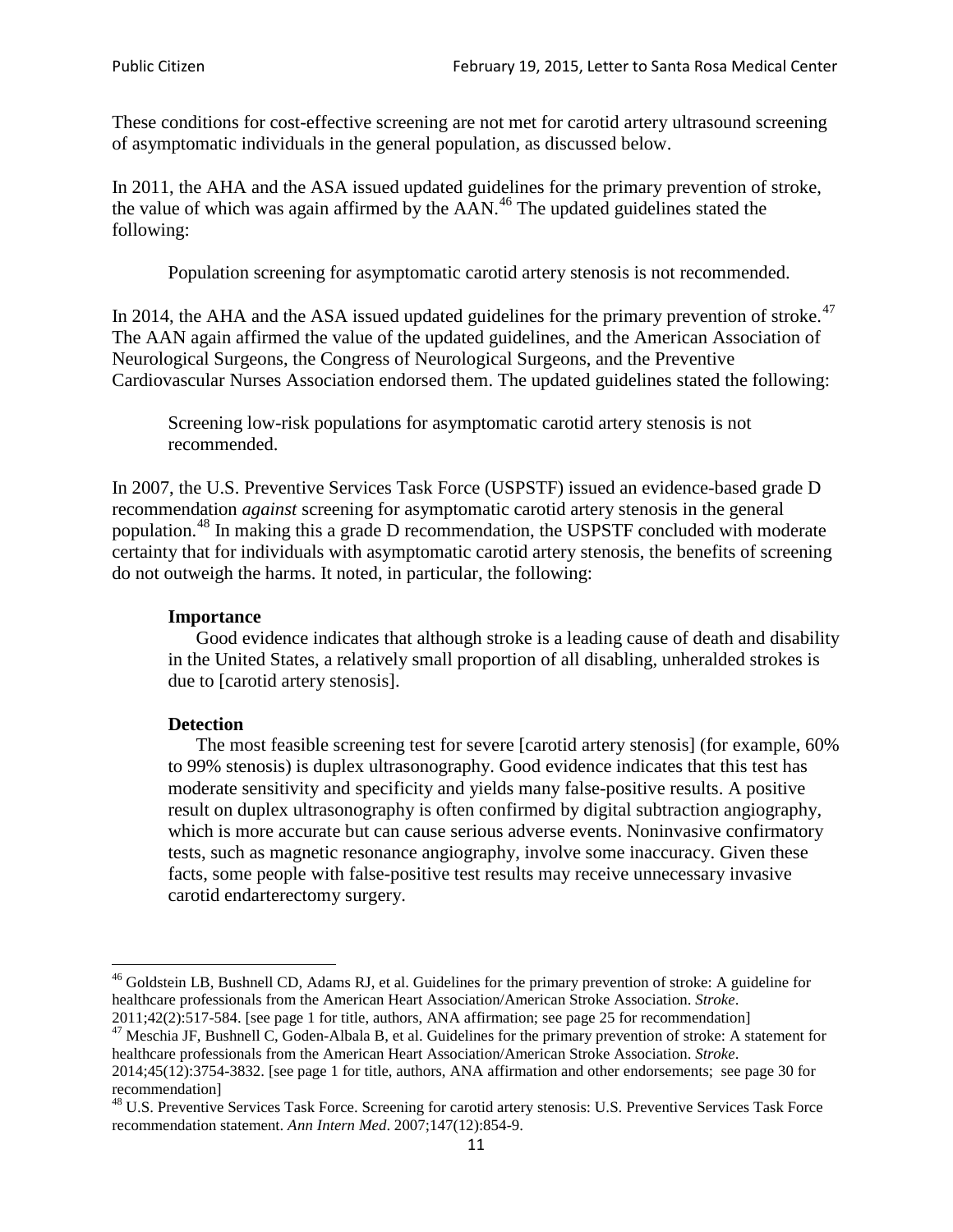These conditions for cost-effective screening are not met for carotid artery ultrasound screening of asymptomatic individuals in the general population, as discussed below.

In 2011, the AHA and the ASA issued updated guidelines for the primary prevention of stroke, the value of which was again affirmed by the AAN.[46] The updated guidelines stated the following:

> Population screening for asymptomatic carotid artery stenosis is not recommended.

In 2014, the AHA and the ASA issued updated guidelines for the primary prevention of stroke.[47] The AAN again affirmed the value of the updated guidelines, and the American Association of Neurological Surgeons, the Congress of Neurological Surgeons, and the Preventive Cardiovascular Nurses Association endorsed them. The updated guidelines stated the following:

> Screening low-risk populations for asymptomatic carotid artery stenosis is not recommended.

In 2007, the U.S. Preventive Services Task Force (USPSTF) issued an evidence-based grade D recommendation *against* screening for asymptomatic carotid artery stenosis in the general population.[48] In making this a grade D recommendation, the USPSTF concluded with moderate certainty that for individuals with asymptomatic carotid artery stenosis, the benefits of screening do not outweigh the harms. It noted, in particular, the following:

> **Importance**
>
> Good evidence indicates that although stroke is a leading cause of death and disability in the United States, a relatively small proportion of all disabling, unheralded strokes is due to [carotid artery stenosis].
>
> **Detection**
>
> The most feasible screening test for severe [carotid artery stenosis] (for example, 60% to 99% stenosis) is duplex ultrasonography. Good evidence indicates that this test has moderate sensitivity and specificity and yields many false-positive results. A positive result on duplex ultrasonography is often confirmed by digital subtraction angiography, which is more accurate but can cause serious adverse events. Noninvasive confirmatory tests, such as magnetic resonance angiography, involve some inaccuracy. Given these facts, some people with false-positive test results may receive unnecessary invasive carotid endarterectomy surgery.

---

[46] Goldstein LB, Bushnell CD, Adams RJ, et al. Guidelines for the primary prevention of stroke: A guideline for healthcare professionals from the American Heart Association/American Stroke Association. *Stroke*. 2011;42(2):517-584. [see page 1 for title, authors, ANA affirmation; see page 25 for recommendation]

[47] Meschia JF, Bushnell C, Goden-Albala B, et al. Guidelines for the primary prevention of stroke: A statement for healthcare professionals from the American Heart Association/American Stroke Association. *Stroke*. 2014;45(12):3754-3832. [see page 1 for title, authors, ANA affirmation and other endorsements; see page 30 for recommendation]

[48] U.S. Preventive Services Task Force. Screening for carotid artery stenosis: U.S. Preventive Services Task Force recommendation statement. *Ann Intern Med*. 2007;147(12):854-9.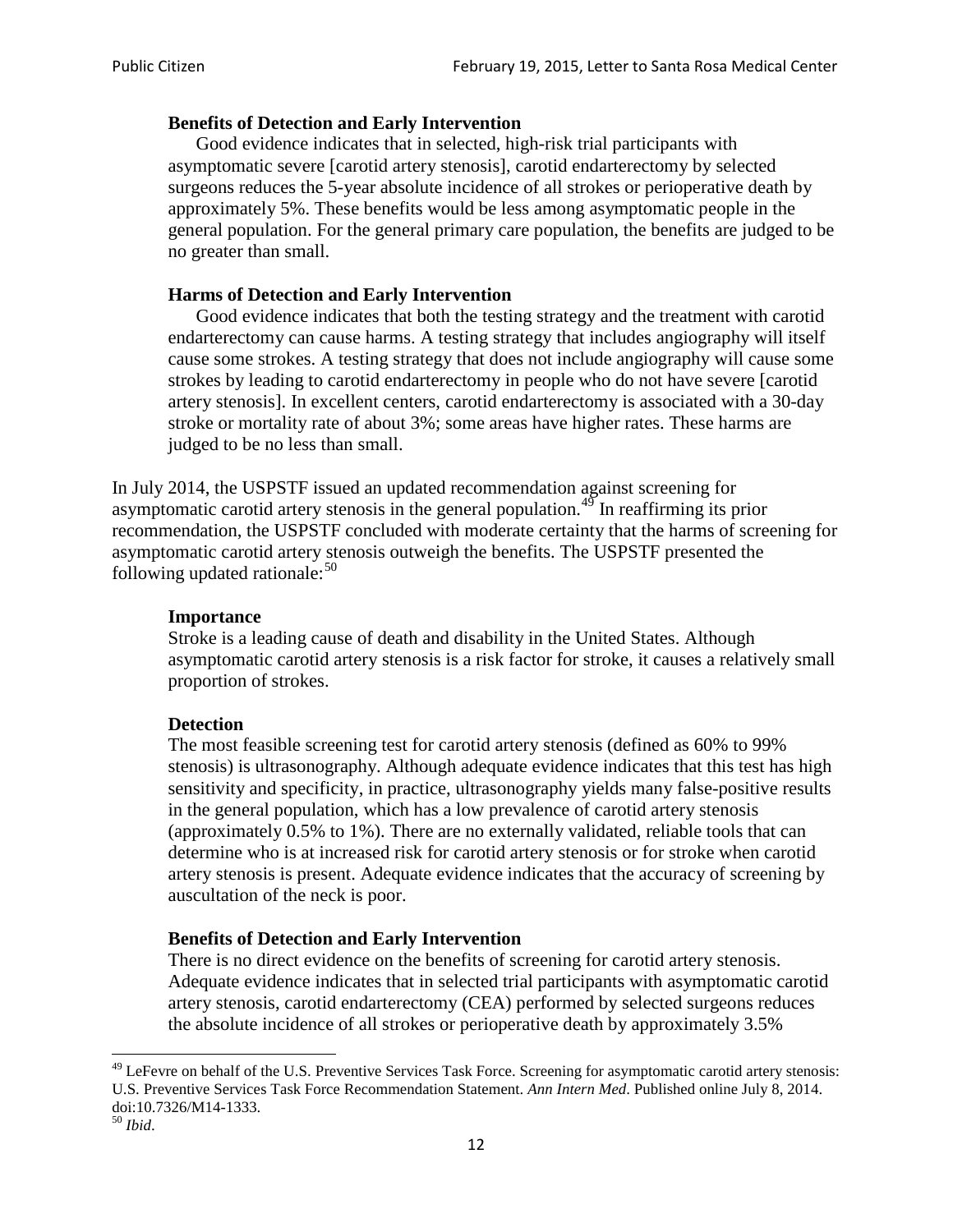> **Benefits of Detection and Early Intervention**
> Good evidence indicates that in selected, high-risk trial participants with asymptomatic severe [carotid artery stenosis], carotid endarterectomy by selected surgeons reduces the 5-year absolute incidence of all strokes or perioperative death by approximately 5%. These benefits would be less among asymptomatic people in the general population. For the general primary care population, the benefits are judged to be no greater than small.
>
> **Harms of Detection and Early Intervention**
> Good evidence indicates that both the testing strategy and the treatment with carotid endarterectomy can cause harms. A testing strategy that includes angiography will itself cause some strokes. A testing strategy that does not include angiography will cause some strokes by leading to carotid endarterectomy in people who do not have severe [carotid artery stenosis]. In excellent centers, carotid endarterectomy is associated with a 30-day stroke or mortality rate of about 3%; some areas have higher rates. These harms are judged to be no less than small.

In July 2014, the USPSTF issued an updated recommendation against screening for asymptomatic carotid artery stenosis in the general population.[49] In reaffirming its prior recommendation, the USPSTF concluded with moderate certainty that the harms of screening for asymptomatic carotid artery stenosis outweigh the benefits. The USPSTF presented the following updated rationale:[50]

> **Importance**
> Stroke is a leading cause of death and disability in the United States. Although asymptomatic carotid artery stenosis is a risk factor for stroke, it causes a relatively small proportion of strokes.
>
> **Detection**
> The most feasible screening test for carotid artery stenosis (defined as 60% to 99% stenosis) is ultrasonography. Although adequate evidence indicates that this test has high sensitivity and specificity, in practice, ultrasonography yields many false-positive results in the general population, which has a low prevalence of carotid artery stenosis (approximately 0.5% to 1%). There are no externally validated, reliable tools that can determine who is at increased risk for carotid artery stenosis or for stroke when carotid artery stenosis is present. Adequate evidence indicates that the accuracy of screening by auscultation of the neck is poor.
>
> **Benefits of Detection and Early Intervention**
> There is no direct evidence on the benefits of screening for carotid artery stenosis. Adequate evidence indicates that in selected trial participants with asymptomatic carotid artery stenosis, carotid endarterectomy (CEA) performed by selected surgeons reduces the absolute incidence of all strokes or perioperative death by approximately 3.5%

---

[49] LeFevre on behalf of the U.S. Preventive Services Task Force. Screening for asymptomatic carotid artery stenosis: U.S. Preventive Services Task Force Recommendation Statement. *Ann Intern Med*. Published online July 8, 2014. doi:10.7326/M14-1333.

[50] *Ibid*.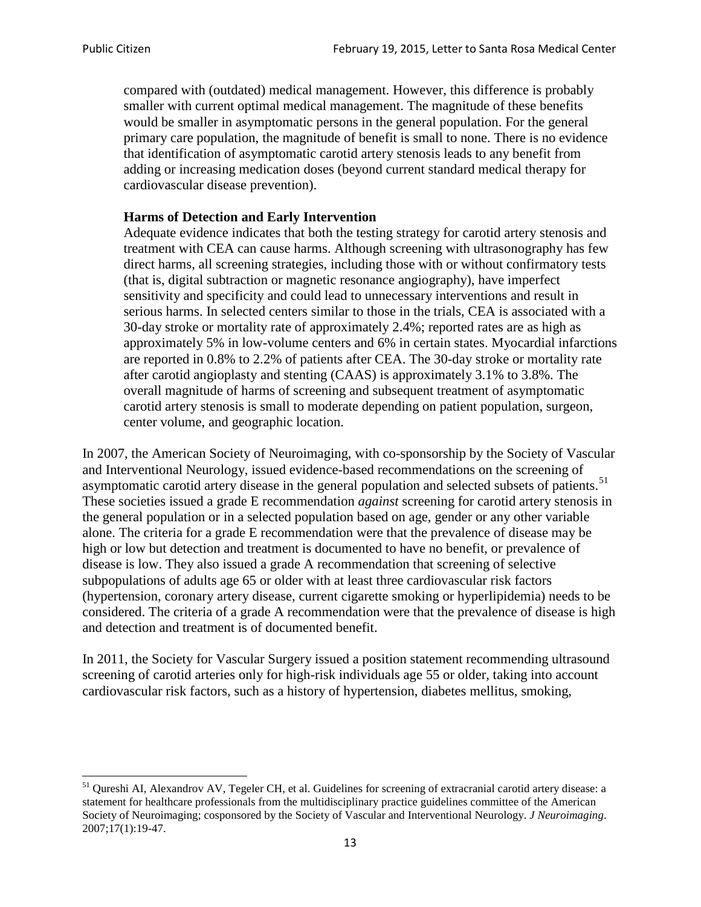> compared with (outdated) medical management. However, this difference is probably smaller with current optimal medical management. The magnitude of these benefits would be smaller in asymptomatic persons in the general population. For the general primary care population, the magnitude of benefit is small to none. There is no evidence that identification of asymptomatic carotid artery stenosis leads to any benefit from adding or increasing medication doses (beyond current standard medical therapy for cardiovascular disease prevention).
>
> **Harms of Detection and Early Intervention**
>
> Adequate evidence indicates that both the testing strategy for carotid artery stenosis and treatment with CEA can cause harms. Although screening with ultrasonography has few direct harms, all screening strategies, including those with or without confirmatory tests (that is, digital subtraction or magnetic resonance angiography), have imperfect sensitivity and specificity and could lead to unnecessary interventions and result in serious harms. In selected centers similar to those in the trials, CEA is associated with a 30-day stroke or mortality rate of approximately 2.4%; reported rates are as high as approximately 5% in low-volume centers and 6% in certain states. Myocardial infarctions are reported in 0.8% to 2.2% of patients after CEA. The 30-day stroke or mortality rate after carotid angioplasty and stenting (CAAS) is approximately 3.1% to 3.8%. The overall magnitude of harms of screening and subsequent treatment of asymptomatic carotid artery stenosis is small to moderate depending on patient population, surgeon, center volume, and geographic location.

In 2007, the American Society of Neuroimaging, with co-sponsorship by the Society of Vascular and Interventional Neurology, issued evidence-based recommendations on the screening of asymptomatic carotid artery disease in the general population and selected subsets of patients.[51] These societies issued a grade E recommendation *against* screening for carotid artery stenosis in the general population or in a selected population based on age, gender or any other variable alone. The criteria for a grade E recommendation were that the prevalence of disease may be high or low but detection and treatment is documented to have no benefit, or prevalence of disease is low. They also issued a grade A recommendation that screening of selective subpopulations of adults age 65 or older with at least three cardiovascular risk factors (hypertension, coronary artery disease, current cigarette smoking or hyperlipidemia) needs to be considered. The criteria of a grade A recommendation were that the prevalence of disease is high and detection and treatment is of documented benefit.

In 2011, the Society for Vascular Surgery issued a position statement recommending ultrasound screening of carotid arteries only for high-risk individuals age 55 or older, taking into account cardiovascular risk factors, such as a history of hypertension, diabetes mellitus, smoking,

---

[51] Qureshi AI, Alexandrov AV, Tegeler CH, et al. Guidelines for screening of extracranial carotid artery disease: a statement for healthcare professionals from the multidisciplinary practice guidelines committee of the American Society of Neuroimaging; cosponsored by the Society of Vascular and Interventional Neurology. *J Neuroimaging*. 2007;17(1):19-47.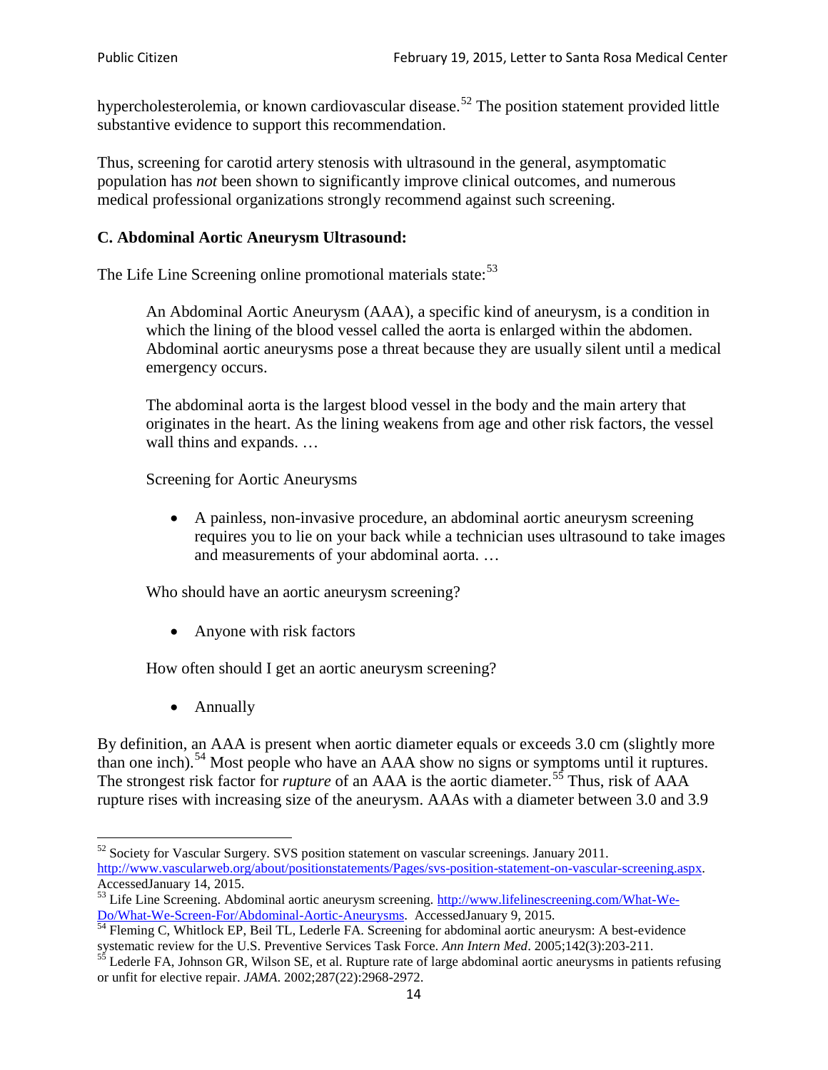hypercholesterolemia, or known cardiovascular disease.[52] The position statement provided little substantive evidence to support this recommendation.

Thus, screening for carotid artery stenosis with ultrasound in the general, asymptomatic population has *not* been shown to significantly improve clinical outcomes, and numerous medical professional organizations strongly recommend against such screening.

### C. Abdominal Aortic Aneurysm Ultrasound:

The Life Line Screening online promotional materials state:[53]

> An Abdominal Aortic Aneurysm (AAA), a specific kind of aneurysm, is a condition in which the lining of the blood vessel called the aorta is enlarged within the abdomen. Abdominal aortic aneurysms pose a threat because they are usually silent until a medical emergency occurs.
>
> The abdominal aorta is the largest blood vessel in the body and the main artery that originates in the heart. As the lining weakens from age and other risk factors, the vessel wall thins and expands. …
>
> Screening for Aortic Aneurysms
>
> - A painless, non-invasive procedure, an abdominal aortic aneurysm screening requires you to lie on your back while a technician uses ultrasound to take images and measurements of your abdominal aorta. …
>
> Who should have an aortic aneurysm screening?
>
> - Anyone with risk factors
>
> How often should I get an aortic aneurysm screening?
>
> - Annually

By definition, an AAA is present when aortic diameter equals or exceeds 3.0 cm (slightly more than one inch).[54] Most people who have an AAA show no signs or symptoms until it ruptures. The strongest risk factor for *rupture* of an AAA is the aortic diameter.[55] Thus, risk of AAA rupture rises with increasing size of the aneurysm. AAAs with a diameter between 3.0 and 3.9

---

[52] Society for Vascular Surgery. SVS position statement on vascular screenings. January 2011. http://www.vascularweb.org/about/positionstatements/Pages/svs-position-statement-on-vascular-screening.aspx. AccessedJanuary 14, 2015.

[53] Life Line Screening. Abdominal aortic aneurysm screening. http://www.lifelinescreening.com/What-We-Do/What-We-Screen-For/Abdominal-Aortic-Aneurysms. AccessedJanuary 9, 2015.

[54] Fleming C, Whitlock EP, Beil TL, Lederle FA. Screening for abdominal aortic aneurysm: A best-evidence systematic review for the U.S. Preventive Services Task Force. *Ann Intern Med*. 2005;142(3):203-211.

[55] Lederle FA, Johnson GR, Wilson SE, et al. Rupture rate of large abdominal aortic aneurysms in patients refusing or unfit for elective repair. *JAMA*. 2002;287(22):2968-2972.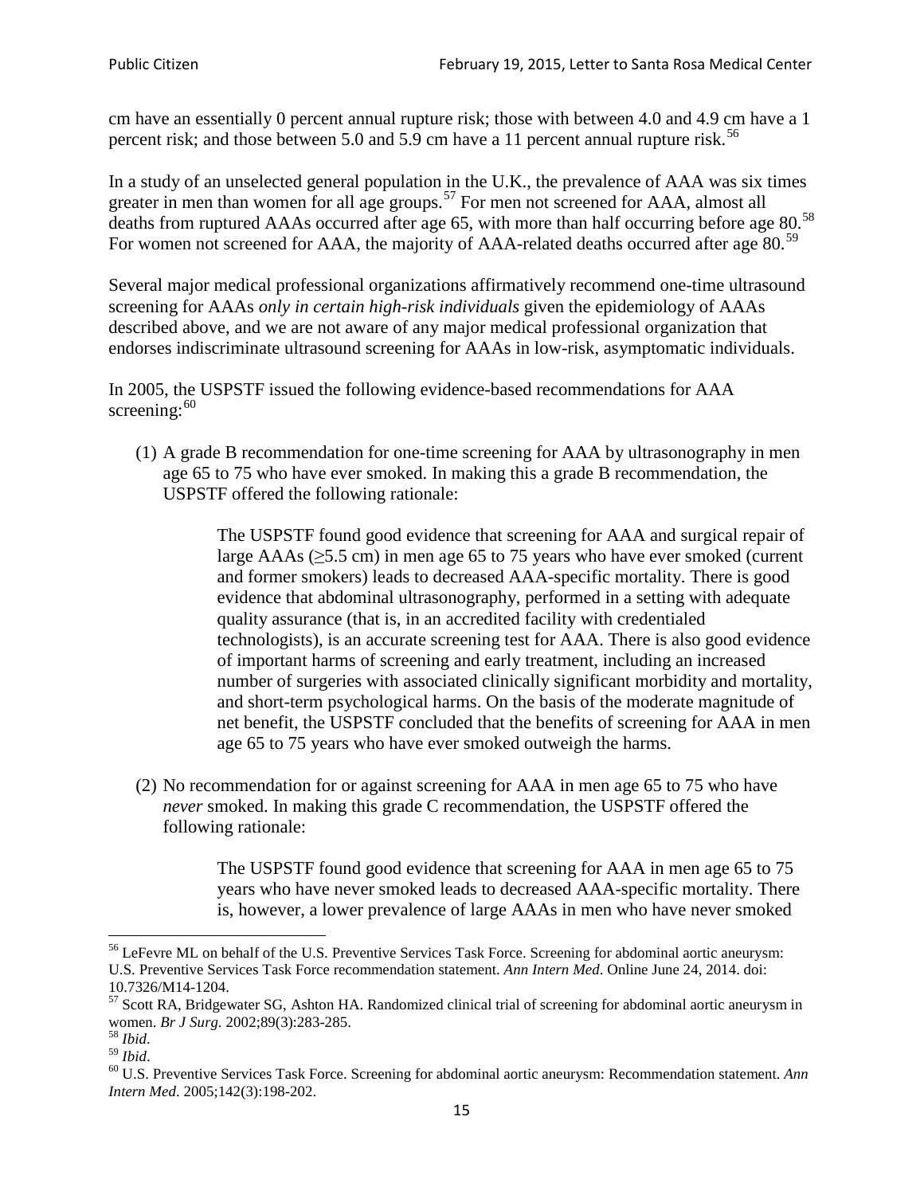cm have an essentially 0 percent annual rupture risk; those with between 4.0 and 4.9 cm have a 1 percent risk; and those between 5.0 and 5.9 cm have a 11 percent annual rupture risk.[56]

In a study of an unselected general population in the U.K., the prevalence of AAA was six times greater in men than women for all age groups.[57] For men not screened for AAA, almost all deaths from ruptured AAAs occurred after age 65, with more than half occurring before age 80.[58] For women not screened for AAA, the majority of AAA-related deaths occurred after age 80.[59]

Several major medical professional organizations affirmatively recommend one-time ultrasound screening for AAAs *only in certain high-risk individuals* given the epidemiology of AAAs described above, and we are not aware of any major medical professional organization that endorses indiscriminate ultrasound screening for AAAs in low-risk, asymptomatic individuals.

In 2005, the USPSTF issued the following evidence-based recommendations for AAA screening:[60]

(1) A grade B recommendation for one-time screening for AAA by ultrasonography in men age 65 to 75 who have ever smoked. In making this a grade B recommendation, the USPSTF offered the following rationale:

> The USPSTF found good evidence that screening for AAA and surgical repair of large AAAs (≥5.5 cm) in men age 65 to 75 years who have ever smoked (current and former smokers) leads to decreased AAA-specific mortality. There is good evidence that abdominal ultrasonography, performed in a setting with adequate quality assurance (that is, in an accredited facility with credentialed technologists), is an accurate screening test for AAA. There is also good evidence of important harms of screening and early treatment, including an increased number of surgeries with associated clinically significant morbidity and mortality, and short-term psychological harms. On the basis of the moderate magnitude of net benefit, the USPSTF concluded that the benefits of screening for AAA in men age 65 to 75 years who have ever smoked outweigh the harms.

(2) No recommendation for or against screening for AAA in men age 65 to 75 who have *never* smoked. In making this grade C recommendation, the USPSTF offered the following rationale:

> The USPSTF found good evidence that screening for AAA in men age 65 to 75 years who have never smoked leads to decreased AAA-specific mortality. There is, however, a lower prevalence of large AAAs in men who have never smoked

---

[56] LeFevre ML on behalf of the U.S. Preventive Services Task Force. Screening for abdominal aortic aneurysm: U.S. Preventive Services Task Force recommendation statement. *Ann Intern Med*. Online June 24, 2014. doi: 10.7326/M14-1204.

[57] Scott RA, Bridgewater SG, Ashton HA. Randomized clinical trial of screening for abdominal aortic aneurysm in women. *Br J Surg.* 2002;89(3):283-285.

[58] *Ibid*.

[59] *Ibid*.

[60] U.S. Preventive Services Task Force. Screening for abdominal aortic aneurysm: Recommendation statement. *Ann Intern Med*. 2005;142(3):198-202.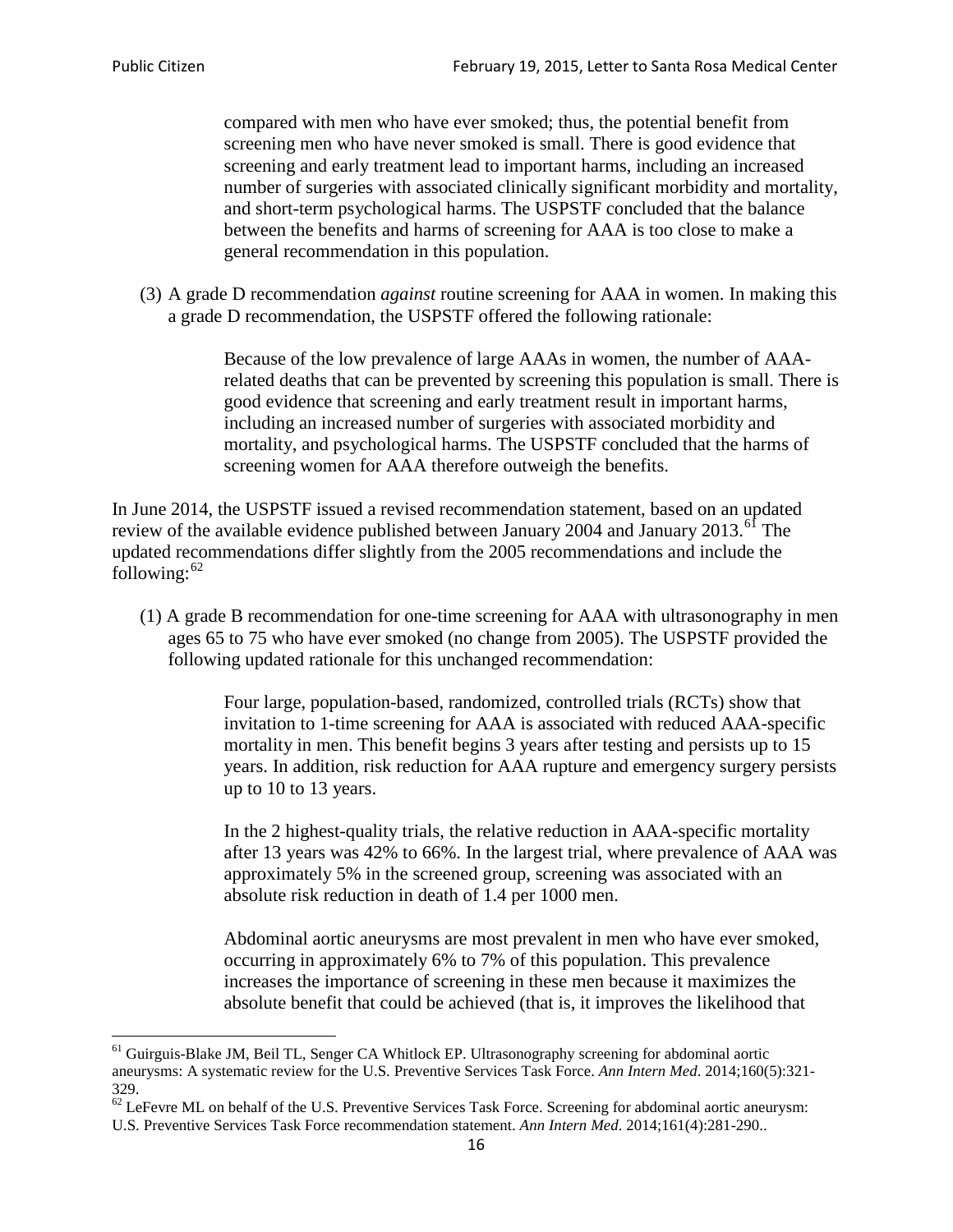> compared with men who have ever smoked; thus, the potential benefit from screening men who have never smoked is small. There is good evidence that screening and early treatment lead to important harms, including an increased number of surgeries with associated clinically significant morbidity and mortality, and short-term psychological harms. The USPSTF concluded that the balance between the benefits and harms of screening for AAA is too close to make a general recommendation in this population.

(3) A grade D recommendation *against* routine screening for AAA in women. In making this a grade D recommendation, the USPSTF offered the following rationale:

> Because of the low prevalence of large AAAs in women, the number of AAA-related deaths that can be prevented by screening this population is small. There is good evidence that screening and early treatment result in important harms, including an increased number of surgeries with associated morbidity and mortality, and psychological harms. The USPSTF concluded that the harms of screening women for AAA therefore outweigh the benefits.

In June 2014, the USPSTF issued a revised recommendation statement, based on an updated review of the available evidence published between January 2004 and January 2013.[61] The updated recommendations differ slightly from the 2005 recommendations and include the following:[62]

(1) A grade B recommendation for one-time screening for AAA with ultrasonography in men ages 65 to 75 who have ever smoked (no change from 2005). The USPSTF provided the following updated rationale for this unchanged recommendation:

> Four large, population-based, randomized, controlled trials (RCTs) show that invitation to 1-time screening for AAA is associated with reduced AAA-specific mortality in men. This benefit begins 3 years after testing and persists up to 15 years. In addition, risk reduction for AAA rupture and emergency surgery persists up to 10 to 13 years.
>
> In the 2 highest-quality trials, the relative reduction in AAA-specific mortality after 13 years was 42% to 66%. In the largest trial, where prevalence of AAA was approximately 5% in the screened group, screening was associated with an absolute risk reduction in death of 1.4 per 1000 men.
>
> Abdominal aortic aneurysms are most prevalent in men who have ever smoked, occurring in approximately 6% to 7% of this population. This prevalence increases the importance of screening in these men because it maximizes the absolute benefit that could be achieved (that is, it improves the likelihood that

---

[61] Guirguis-Blake JM, Beil TL, Senger CA Whitlock EP. Ultrasonography screening for abdominal aortic aneurysms: A systematic review for the U.S. Preventive Services Task Force. *Ann Intern Med*. 2014;160(5):321-329.

[62] LeFevre ML on behalf of the U.S. Preventive Services Task Force. Screening for abdominal aortic aneurysm: U.S. Preventive Services Task Force recommendation statement. *Ann Intern Med*. 2014;161(4):281-290..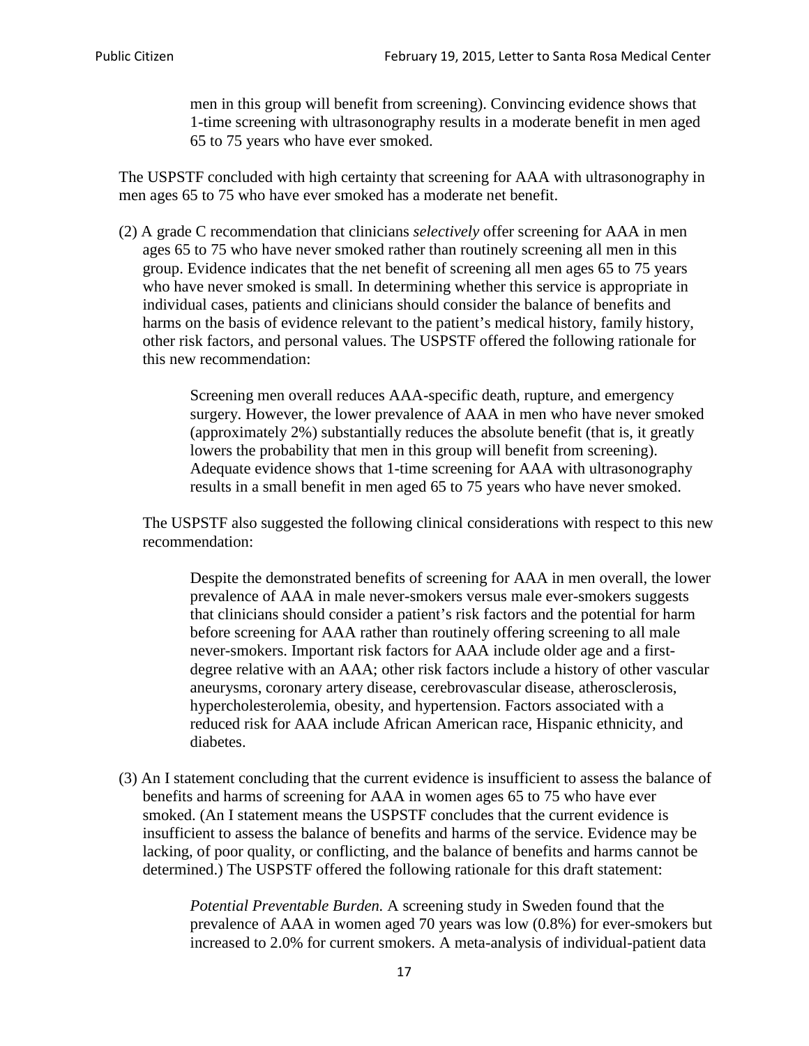> men in this group will benefit from screening). Convincing evidence shows that 1-time screening with ultrasonography results in a moderate benefit in men aged 65 to 75 years who have ever smoked.

The USPSTF concluded with high certainty that screening for AAA with ultrasonography in men ages 65 to 75 who have ever smoked has a moderate net benefit.

(2) A grade C recommendation that clinicians *selectively* offer screening for AAA in men ages 65 to 75 who have never smoked rather than routinely screening all men in this group. Evidence indicates that the net benefit of screening all men ages 65 to 75 years who have never smoked is small. In determining whether this service is appropriate in individual cases, patients and clinicians should consider the balance of benefits and harms on the basis of evidence relevant to the patient's medical history, family history, other risk factors, and personal values. The USPSTF offered the following rationale for this new recommendation:

> Screening men overall reduces AAA-specific death, rupture, and emergency surgery. However, the lower prevalence of AAA in men who have never smoked (approximately 2%) substantially reduces the absolute benefit (that is, it greatly lowers the probability that men in this group will benefit from screening). Adequate evidence shows that 1-time screening for AAA with ultrasonography results in a small benefit in men aged 65 to 75 years who have never smoked.

The USPSTF also suggested the following clinical considerations with respect to this new recommendation:

> Despite the demonstrated benefits of screening for AAA in men overall, the lower prevalence of AAA in male never-smokers versus male ever-smokers suggests that clinicians should consider a patient's risk factors and the potential for harm before screening for AAA rather than routinely offering screening to all male never-smokers. Important risk factors for AAA include older age and a first-degree relative with an AAA; other risk factors include a history of other vascular aneurysms, coronary artery disease, cerebrovascular disease, atherosclerosis, hypercholesterolemia, obesity, and hypertension. Factors associated with a reduced risk for AAA include African American race, Hispanic ethnicity, and diabetes.

(3) An I statement concluding that the current evidence is insufficient to assess the balance of benefits and harms of screening for AAA in women ages 65 to 75 who have ever smoked. (An I statement means the USPSTF concludes that the current evidence is insufficient to assess the balance of benefits and harms of the service. Evidence may be lacking, of poor quality, or conflicting, and the balance of benefits and harms cannot be determined.) The USPSTF offered the following rationale for this draft statement:

> *Potential Preventable Burden.* A screening study in Sweden found that the prevalence of AAA in women aged 70 years was low (0.8%) for ever-smokers but increased to 2.0% for current smokers. A meta-analysis of individual-patient data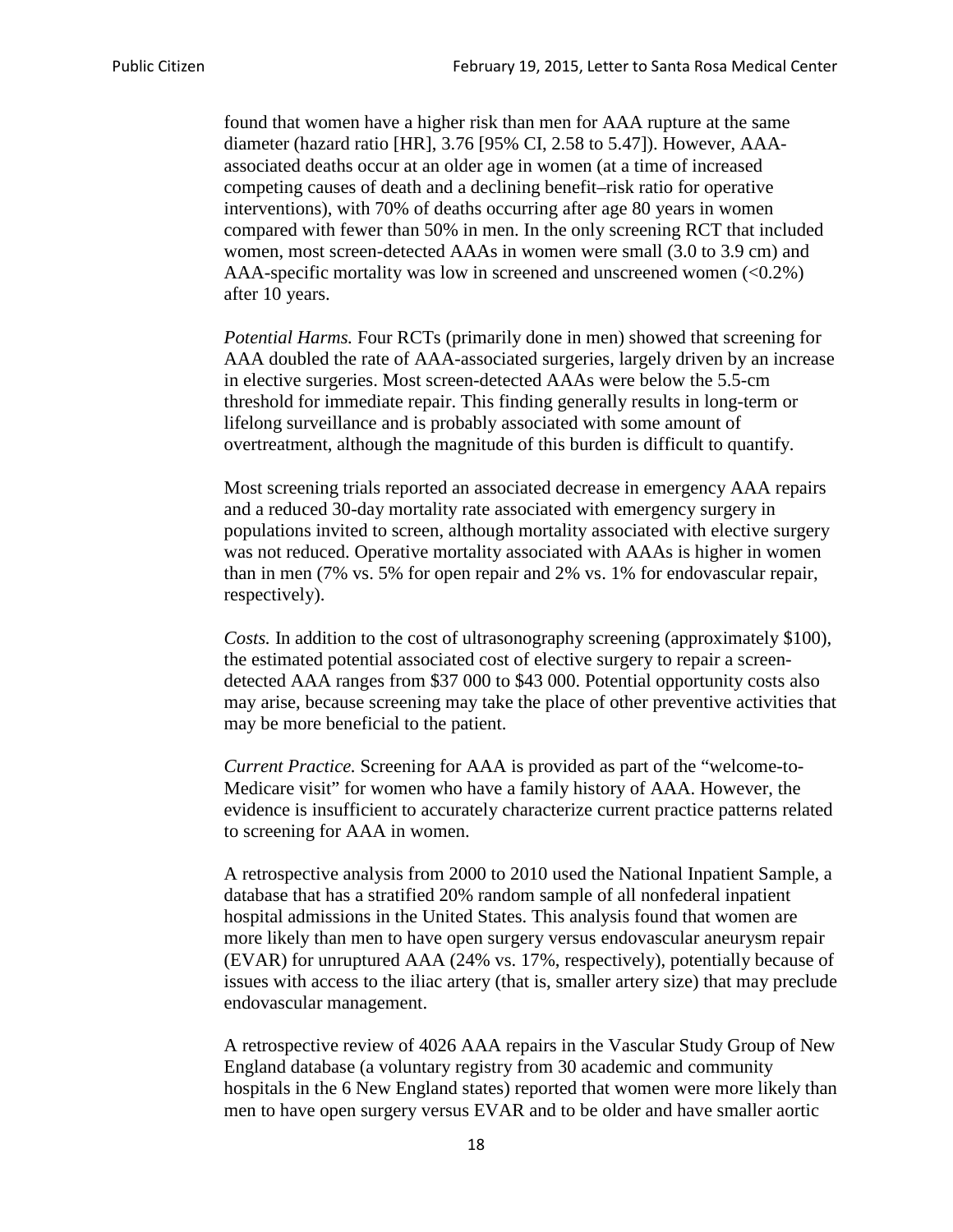found that women have a higher risk than men for AAA rupture at the same diameter (hazard ratio [HR], 3.76 [95% CI, 2.58 to 5.47]). However, AAA-associated deaths occur at an older age in women (at a time of increased competing causes of death and a declining benefit–risk ratio for operative interventions), with 70% of deaths occurring after age 80 years in women compared with fewer than 50% in men. In the only screening RCT that included women, most screen-detected AAAs in women were small (3.0 to 3.9 cm) and AAA-specific mortality was low in screened and unscreened women (<0.2%) after 10 years.

*Potential Harms.* Four RCTs (primarily done in men) showed that screening for AAA doubled the rate of AAA-associated surgeries, largely driven by an increase in elective surgeries. Most screen-detected AAAs were below the 5.5-cm threshold for immediate repair. This finding generally results in long-term or lifelong surveillance and is probably associated with some amount of overtreatment, although the magnitude of this burden is difficult to quantify.

Most screening trials reported an associated decrease in emergency AAA repairs and a reduced 30-day mortality rate associated with emergency surgery in populations invited to screen, although mortality associated with elective surgery was not reduced. Operative mortality associated with AAAs is higher in women than in men (7% vs. 5% for open repair and 2% vs. 1% for endovascular repair, respectively).

*Costs.* In addition to the cost of ultrasonography screening (approximately $100), the estimated potential associated cost of elective surgery to repair a screen-detected AAA ranges from $37 000 to $43 000. Potential opportunity costs also may arise, because screening may take the place of other preventive activities that may be more beneficial to the patient.

*Current Practice.* Screening for AAA is provided as part of the "welcome-to-Medicare visit" for women who have a family history of AAA. However, the evidence is insufficient to accurately characterize current practice patterns related to screening for AAA in women.

A retrospective analysis from 2000 to 2010 used the National Inpatient Sample, a database that has a stratified 20% random sample of all nonfederal inpatient hospital admissions in the United States. This analysis found that women are more likely than men to have open surgery versus endovascular aneurysm repair (EVAR) for unruptured AAA (24% vs. 17%, respectively), potentially because of issues with access to the iliac artery (that is, smaller artery size) that may preclude endovascular management.

A retrospective review of 4026 AAA repairs in the Vascular Study Group of New England database (a voluntary registry from 30 academic and community hospitals in the 6 New England states) reported that women were more likely than men to have open surgery versus EVAR and to be older and have smaller aortic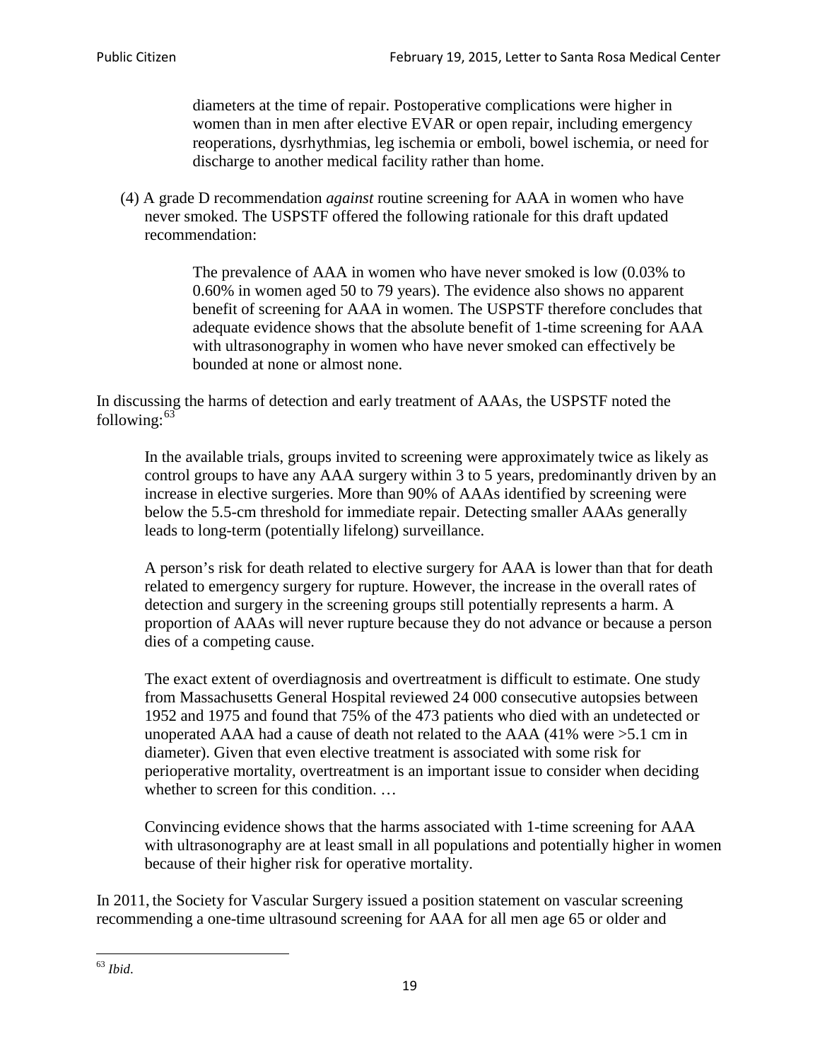> diameters at the time of repair. Postoperative complications were higher in women than in men after elective EVAR or open repair, including emergency reoperations, dysrhythmias, leg ischemia or emboli, bowel ischemia, or need for discharge to another medical facility rather than home.

(4) A grade D recommendation *against* routine screening for AAA in women who have never smoked. The USPSTF offered the following rationale for this draft updated recommendation:

> The prevalence of AAA in women who have never smoked is low (0.03% to 0.60% in women aged 50 to 79 years). The evidence also shows no apparent benefit of screening for AAA in women. The USPSTF therefore concludes that adequate evidence shows that the absolute benefit of 1-time screening for AAA with ultrasonography in women who have never smoked can effectively be bounded at none or almost none.

In discussing the harms of detection and early treatment of AAAs, the USPSTF noted the following:[63]

> In the available trials, groups invited to screening were approximately twice as likely as control groups to have any AAA surgery within 3 to 5 years, predominantly driven by an increase in elective surgeries. More than 90% of AAAs identified by screening were below the 5.5-cm threshold for immediate repair. Detecting smaller AAAs generally leads to long-term (potentially lifelong) surveillance.
>
> A person's risk for death related to elective surgery for AAA is lower than that for death related to emergency surgery for rupture. However, the increase in the overall rates of detection and surgery in the screening groups still potentially represents a harm. A proportion of AAAs will never rupture because they do not advance or because a person dies of a competing cause.
>
> The exact extent of overdiagnosis and overtreatment is difficult to estimate. One study from Massachusetts General Hospital reviewed 24 000 consecutive autopsies between 1952 and 1975 and found that 75% of the 473 patients who died with an undetected or unoperated AAA had a cause of death not related to the AAA (41% were >5.1 cm in diameter). Given that even elective treatment is associated with some risk for perioperative mortality, overtreatment is an important issue to consider when deciding whether to screen for this condition. …
>
> Convincing evidence shows that the harms associated with 1-time screening for AAA with ultrasonography are at least small in all populations and potentially higher in women because of their higher risk for operative mortality.

In 2011, the Society for Vascular Surgery issued a position statement on vascular screening recommending a one-time ultrasound screening for AAA for all men age 65 or older and

[63] *Ibid*.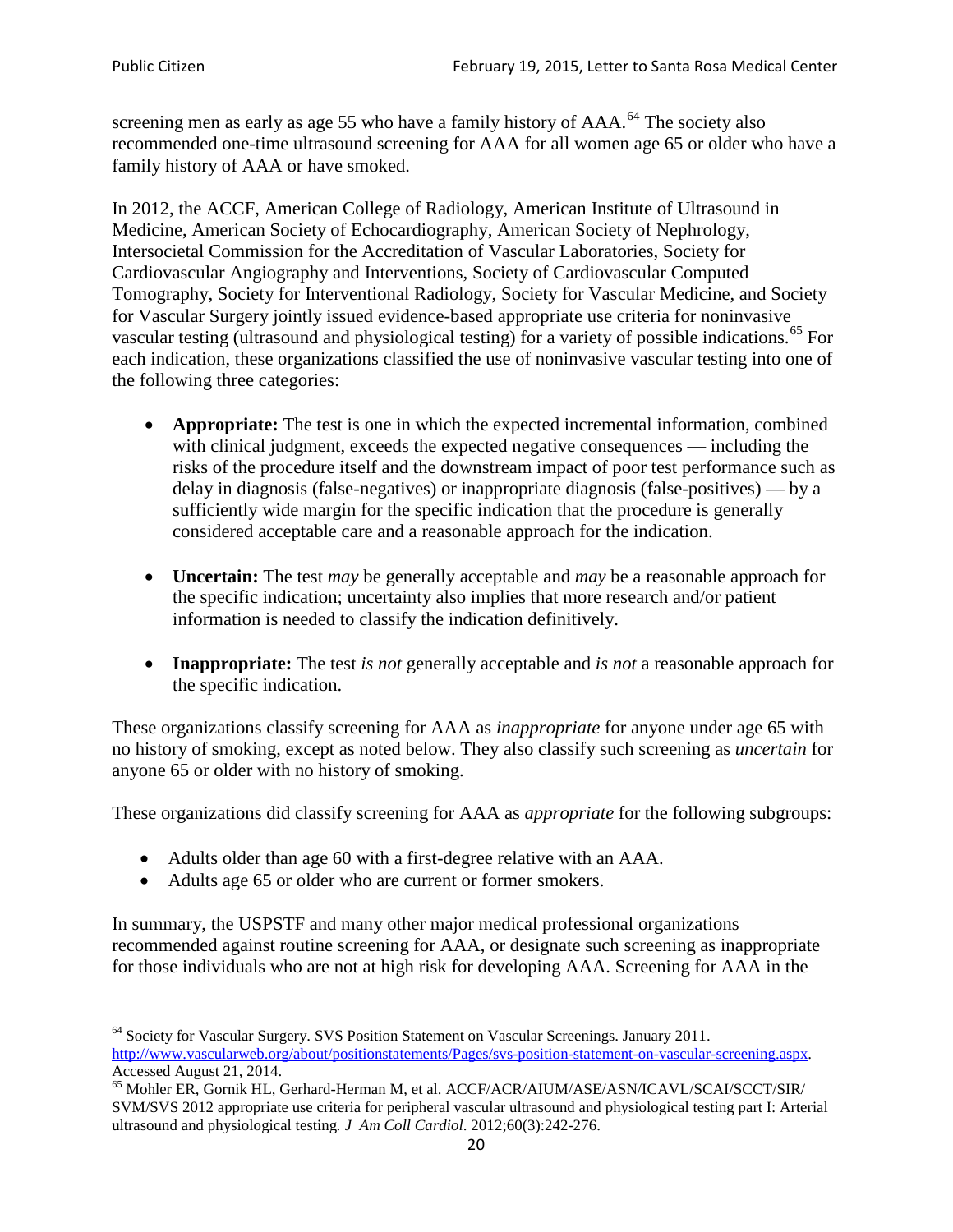screening men as early as age 55 who have a family history of AAA.[64] The society also recommended one-time ultrasound screening for AAA for all women age 65 or older who have a family history of AAA or have smoked.

In 2012, the ACCF, American College of Radiology, American Institute of Ultrasound in Medicine, American Society of Echocardiography, American Society of Nephrology, Intersocietal Commission for the Accreditation of Vascular Laboratories, Society for Cardiovascular Angiography and Interventions, Society of Cardiovascular Computed Tomography, Society for Interventional Radiology, Society for Vascular Medicine, and Society for Vascular Surgery jointly issued evidence-based appropriate use criteria for noninvasive vascular testing (ultrasound and physiological testing) for a variety of possible indications.[65] For each indication, these organizations classified the use of noninvasive vascular testing into one of the following three categories:

- **Appropriate:** The test is one in which the expected incremental information, combined with clinical judgment, exceeds the expected negative consequences — including the risks of the procedure itself and the downstream impact of poor test performance such as delay in diagnosis (false-negatives) or inappropriate diagnosis (false-positives) — by a sufficiently wide margin for the specific indication that the procedure is generally considered acceptable care and a reasonable approach for the indication.

- **Uncertain:** The test *may* be generally acceptable and *may* be a reasonable approach for the specific indication; uncertainty also implies that more research and/or patient information is needed to classify the indication definitively.

- **Inappropriate:** The test *is not* generally acceptable and *is not* a reasonable approach for the specific indication.

These organizations classify screening for AAA as *inappropriate* for anyone under age 65 with no history of smoking, except as noted below. They also classify such screening as *uncertain* for anyone 65 or older with no history of smoking.

These organizations did classify screening for AAA as *appropriate* for the following subgroups:

- Adults older than age 60 with a first-degree relative with an AAA.
- Adults age 65 or older who are current or former smokers.

In summary, the USPSTF and many other major medical professional organizations recommended against routine screening for AAA, or designate such screening as inappropriate for those individuals who are not at high risk for developing AAA. Screening for AAA in the

---

[64] Society for Vascular Surgery. SVS Position Statement on Vascular Screenings. January 2011. http://www.vascularweb.org/about/positionstatements/Pages/svs-position-statement-on-vascular-screening.aspx. Accessed August 21, 2014.

[65] Mohler ER, Gornik HL, Gerhard-Herman M, et al. ACCF/ACR/AIUM/ASE/ASN/ICAVL/SCAI/SCCT/SIR/SVM/SVS 2012 appropriate use criteria for peripheral vascular ultrasound and physiological testing part I: Arterial ultrasound and physiological testing. *J Am Coll Cardiol*. 2012;60(3):242-276.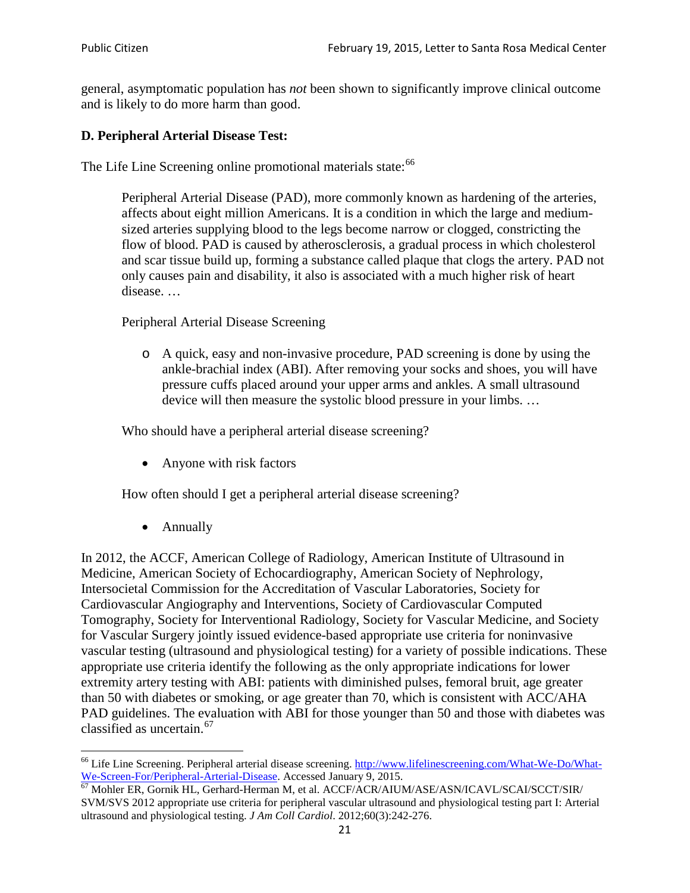general, asymptomatic population has *not* been shown to significantly improve clinical outcome and is likely to do more harm than good.

### D. Peripheral Arterial Disease Test:

The Life Line Screening online promotional materials state:[66]

> Peripheral Arterial Disease (PAD), more commonly known as hardening of the arteries, affects about eight million Americans. It is a condition in which the large and medium-sized arteries supplying blood to the legs become narrow or clogged, constricting the flow of blood. PAD is caused by atherosclerosis, a gradual process in which cholesterol and scar tissue build up, forming a substance called plaque that clogs the artery. PAD not only causes pain and disability, it also is associated with a much higher risk of heart disease. …
>
> Peripheral Arterial Disease Screening
>
> - A quick, easy and non-invasive procedure, PAD screening is done by using the ankle-brachial index (ABI). After removing your socks and shoes, you will have pressure cuffs placed around your upper arms and ankles. A small ultrasound device will then measure the systolic blood pressure in your limbs. …
>
> Who should have a peripheral arterial disease screening?
>
> - Anyone with risk factors
>
> How often should I get a peripheral arterial disease screening?
>
> - Annually

In 2012, the ACCF, American College of Radiology, American Institute of Ultrasound in Medicine, American Society of Echocardiography, American Society of Nephrology, Intersocietal Commission for the Accreditation of Vascular Laboratories, Society for Cardiovascular Angiography and Interventions, Society of Cardiovascular Computed Tomography, Society for Interventional Radiology, Society for Vascular Medicine, and Society for Vascular Surgery jointly issued evidence-based appropriate use criteria for noninvasive vascular testing (ultrasound and physiological testing) for a variety of possible indications. These appropriate use criteria identify the following as the only appropriate indications for lower extremity artery testing with ABI: patients with diminished pulses, femoral bruit, age greater than 50 with diabetes or smoking, or age greater than 70, which is consistent with ACC/AHA PAD guidelines. The evaluation with ABI for those younger than 50 and those with diabetes was classified as uncertain.[67]

---

[66] Life Line Screening. Peripheral arterial disease screening. http://www.lifelinescreening.com/What-We-Do/What-We-Screen-For/Peripheral-Arterial-Disease. Accessed January 9, 2015.

[67] Mohler ER, Gornik HL, Gerhard-Herman M, et al. ACCF/ACR/AIUM/ASE/ASN/ICAVL/SCAI/SCCT/SIR/SVM/SVS 2012 appropriate use criteria for peripheral vascular ultrasound and physiological testing part I: Arterial ultrasound and physiological testing. *J Am Coll Cardiol*. 2012;60(3):242-276.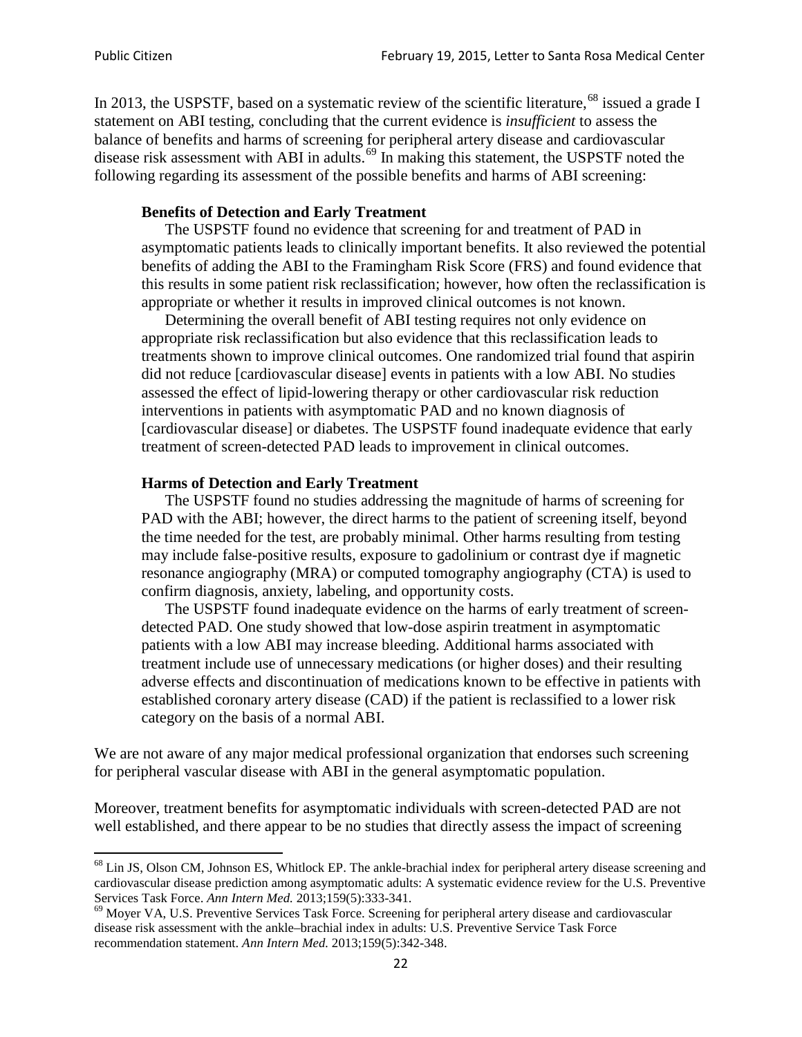In 2013, the USPSTF, based on a systematic review of the scientific literature,[68] issued a grade I statement on ABI testing, concluding that the current evidence is *insufficient* to assess the balance of benefits and harms of screening for peripheral artery disease and cardiovascular disease risk assessment with ABI in adults.[69] In making this statement, the USPSTF noted the following regarding its assessment of the possible benefits and harms of ABI screening:

> **Benefits of Detection and Early Treatment**
>
> The USPSTF found no evidence that screening for and treatment of PAD in asymptomatic patients leads to clinically important benefits. It also reviewed the potential benefits of adding the ABI to the Framingham Risk Score (FRS) and found evidence that this results in some patient risk reclassification; however, how often the reclassification is appropriate or whether it results in improved clinical outcomes is not known.
>
> Determining the overall benefit of ABI testing requires not only evidence on appropriate risk reclassification but also evidence that this reclassification leads to treatments shown to improve clinical outcomes. One randomized trial found that aspirin did not reduce [cardiovascular disease] events in patients with a low ABI. No studies assessed the effect of lipid-lowering therapy or other cardiovascular risk reduction interventions in patients with asymptomatic PAD and no known diagnosis of [cardiovascular disease] or diabetes. The USPSTF found inadequate evidence that early treatment of screen-detected PAD leads to improvement in clinical outcomes.
>
> **Harms of Detection and Early Treatment**
>
> The USPSTF found no studies addressing the magnitude of harms of screening for PAD with the ABI; however, the direct harms to the patient of screening itself, beyond the time needed for the test, are probably minimal. Other harms resulting from testing may include false-positive results, exposure to gadolinium or contrast dye if magnetic resonance angiography (MRA) or computed tomography angiography (CTA) is used to confirm diagnosis, anxiety, labeling, and opportunity costs.
>
> The USPSTF found inadequate evidence on the harms of early treatment of screen-detected PAD. One study showed that low-dose aspirin treatment in asymptomatic patients with a low ABI may increase bleeding. Additional harms associated with treatment include use of unnecessary medications (or higher doses) and their resulting adverse effects and discontinuation of medications known to be effective in patients with established coronary artery disease (CAD) if the patient is reclassified to a lower risk category on the basis of a normal ABI.

We are not aware of any major medical professional organization that endorses such screening for peripheral vascular disease with ABI in the general asymptomatic population.

Moreover, treatment benefits for asymptomatic individuals with screen-detected PAD are not well established, and there appear to be no studies that directly assess the impact of screening

---

[68] Lin JS, Olson CM, Johnson ES, Whitlock EP. The ankle-brachial index for peripheral artery disease screening and cardiovascular disease prediction among asymptomatic adults: A systematic evidence review for the U.S. Preventive Services Task Force. *Ann Intern Med.* 2013;159(5):333-341.

[69] Moyer VA, U.S. Preventive Services Task Force. Screening for peripheral artery disease and cardiovascular disease risk assessment with the ankle–brachial index in adults: U.S. Preventive Service Task Force recommendation statement. *Ann Intern Med.* 2013;159(5):342-348.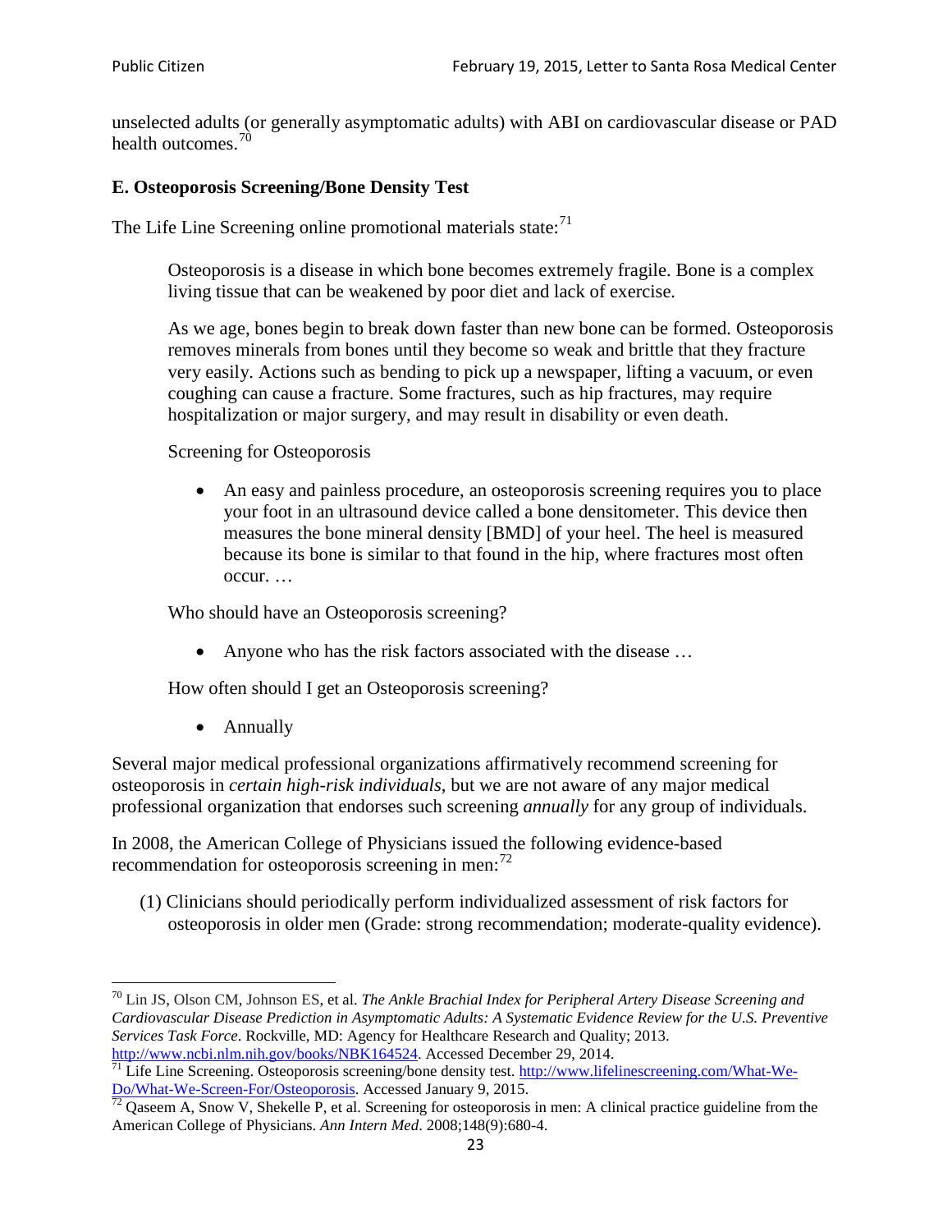unselected adults (or generally asymptomatic adults) with ABI on cardiovascular disease or PAD health outcomes.[70]

### E. Osteoporosis Screening/Bone Density Test

The Life Line Screening online promotional materials state:[71]

> Osteoporosis is a disease in which bone becomes extremely fragile. Bone is a complex living tissue that can be weakened by poor diet and lack of exercise.
>
> As we age, bones begin to break down faster than new bone can be formed. Osteoporosis removes minerals from bones until they become so weak and brittle that they fracture very easily. Actions such as bending to pick up a newspaper, lifting a vacuum, or even coughing can cause a fracture. Some fractures, such as hip fractures, may require hospitalization or major surgery, and may result in disability or even death.
>
> Screening for Osteoporosis
>
> - An easy and painless procedure, an osteoporosis screening requires you to place your foot in an ultrasound device called a bone densitometer. This device then measures the bone mineral density [BMD] of your heel. The heel is measured because its bone is similar to that found in the hip, where fractures most often occur. …
>
> Who should have an Osteoporosis screening?
>
> - Anyone who has the risk factors associated with the disease …
>
> How often should I get an Osteoporosis screening?
>
> - Annually

Several major medical professional organizations affirmatively recommend screening for osteoporosis in *certain high-risk individuals*, but we are not aware of any major medical professional organization that endorses such screening *annually* for any group of individuals.

In 2008, the American College of Physicians issued the following evidence-based recommendation for osteoporosis screening in men:[72]

(1) Clinicians should periodically perform individualized assessment of risk factors for osteoporosis in older men (Grade: strong recommendation; moderate-quality evidence).

---

[70] Lin JS, Olson CM, Johnson ES, et al. *The Ankle Brachial Index for Peripheral Artery Disease Screening and Cardiovascular Disease Prediction in Asymptomatic Adults: A Systematic Evidence Review for the U.S. Preventive Services Task Force*. Rockville, MD: Agency for Healthcare Research and Quality; 2013. http://www.ncbi.nlm.nih.gov/books/NBK164524. Accessed December 29, 2014.

[71] Life Line Screening. Osteoporosis screening/bone density test. http://www.lifelinescreening.com/What-We-Do/What-We-Screen-For/Osteoporosis. Accessed January 9, 2015.

[72] Qaseem A, Snow V, Shekelle P, et al. Screening for osteoporosis in men: A clinical practice guideline from the American College of Physicians. *Ann Intern Med*. 2008;148(9):680-4.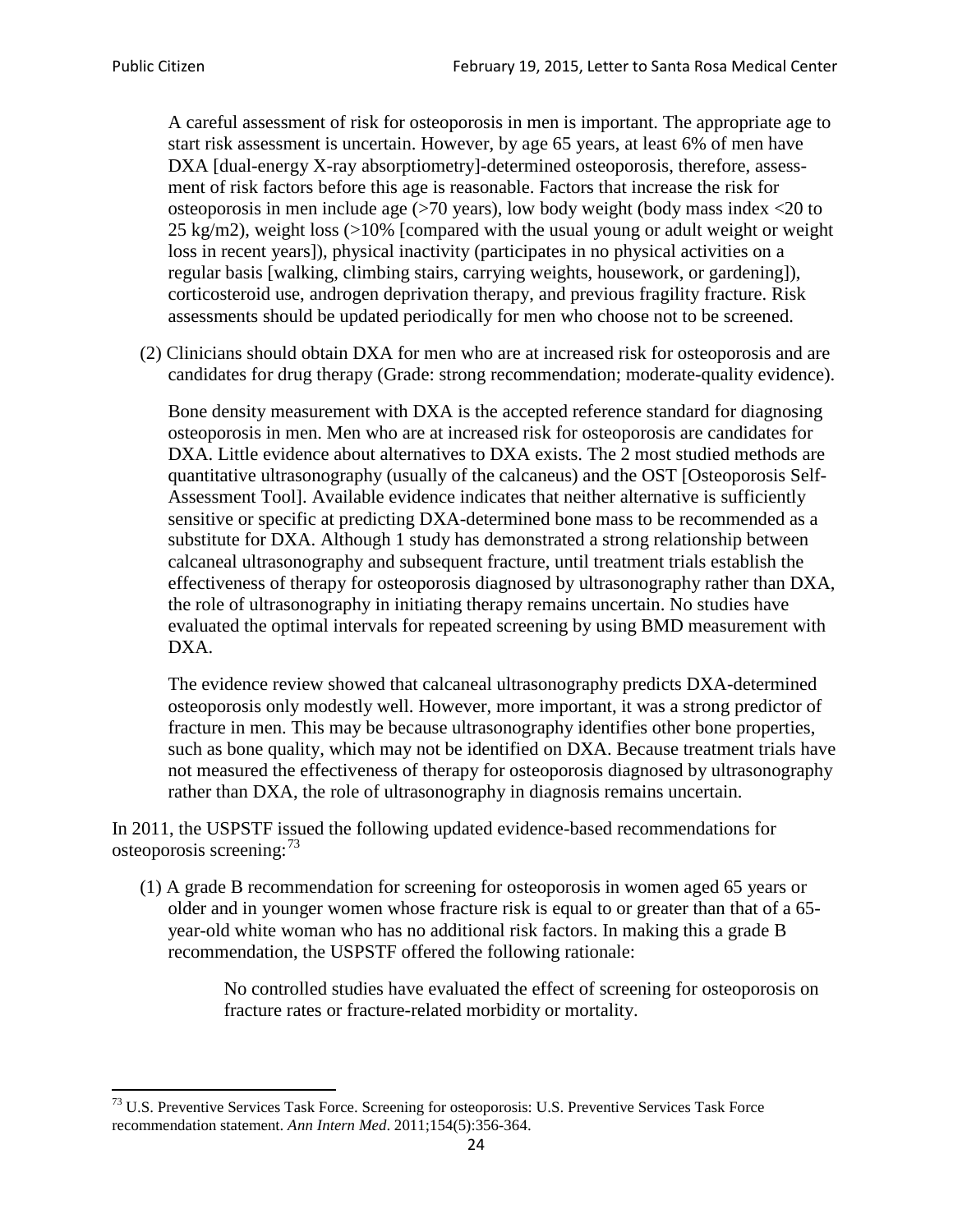A careful assessment of risk for osteoporosis in men is important. The appropriate age to start risk assessment is uncertain. However, by age 65 years, at least 6% of men have DXA [dual-energy X-ray absorptiometry]-determined osteoporosis, therefore, assessment of risk factors before this age is reasonable. Factors that increase the risk for osteoporosis in men include age (>70 years), low body weight (body mass index <20 to 25 kg/m2), weight loss (>10% [compared with the usual young or adult weight or weight loss in recent years]), physical inactivity (participates in no physical activities on a regular basis [walking, climbing stairs, carrying weights, housework, or gardening]), corticosteroid use, androgen deprivation therapy, and previous fragility fracture. Risk assessments should be updated periodically for men who choose not to be screened.

(2) Clinicians should obtain DXA for men who are at increased risk for osteoporosis and are candidates for drug therapy (Grade: strong recommendation; moderate-quality evidence).

Bone density measurement with DXA is the accepted reference standard for diagnosing osteoporosis in men. Men who are at increased risk for osteoporosis are candidates for DXA. Little evidence about alternatives to DXA exists. The 2 most studied methods are quantitative ultrasonography (usually of the calcaneus) and the OST [Osteoporosis Self-Assessment Tool]. Available evidence indicates that neither alternative is sufficiently sensitive or specific at predicting DXA-determined bone mass to be recommended as a substitute for DXA. Although 1 study has demonstrated a strong relationship between calcaneal ultrasonography and subsequent fracture, until treatment trials establish the effectiveness of therapy for osteoporosis diagnosed by ultrasonography rather than DXA, the role of ultrasonography in initiating therapy remains uncertain. No studies have evaluated the optimal intervals for repeated screening by using BMD measurement with DXA.

The evidence review showed that calcaneal ultrasonography predicts DXA-determined osteoporosis only modestly well. However, more important, it was a strong predictor of fracture in men. This may be because ultrasonography identifies other bone properties, such as bone quality, which may not be identified on DXA. Because treatment trials have not measured the effectiveness of therapy for osteoporosis diagnosed by ultrasonography rather than DXA, the role of ultrasonography in diagnosis remains uncertain.

In 2011, the USPSTF issued the following updated evidence-based recommendations for osteoporosis screening:[73]

(1) A grade B recommendation for screening for osteoporosis in women aged 65 years or older and in younger women whose fracture risk is equal to or greater than that of a 65-year-old white woman who has no additional risk factors. In making this a grade B recommendation, the USPSTF offered the following rationale:

> No controlled studies have evaluated the effect of screening for osteoporosis on fracture rates or fracture-related morbidity or mortality.

[73] U.S. Preventive Services Task Force. Screening for osteoporosis: U.S. Preventive Services Task Force recommendation statement. *Ann Intern Med*. 2011;154(5):356-364.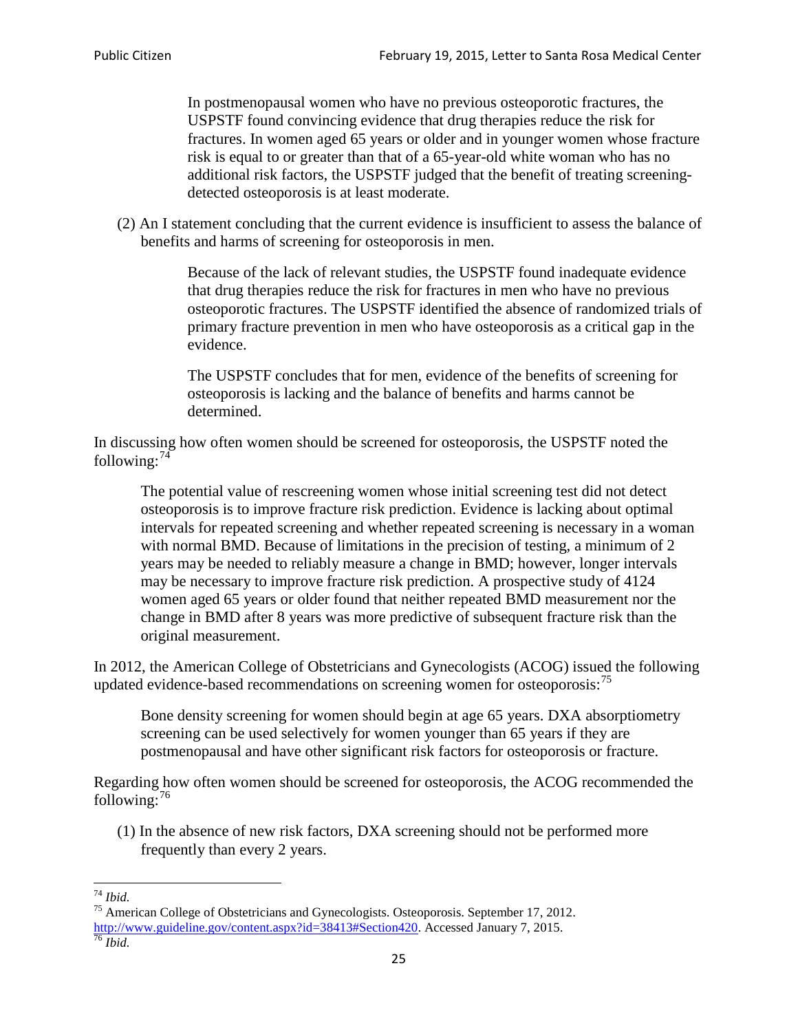> In postmenopausal women who have no previous osteoporotic fractures, the USPSTF found convincing evidence that drug therapies reduce the risk for fractures. In women aged 65 years or older and in younger women whose fracture risk is equal to or greater than that of a 65-year-old white woman who has no additional risk factors, the USPSTF judged that the benefit of treating screening-detected osteoporosis is at least moderate.

(2) An I statement concluding that the current evidence is insufficient to assess the balance of benefits and harms of screening for osteoporosis in men.

> Because of the lack of relevant studies, the USPSTF found inadequate evidence that drug therapies reduce the risk for fractures in men who have no previous osteoporotic fractures. The USPSTF identified the absence of randomized trials of primary fracture prevention in men who have osteoporosis as a critical gap in the evidence.
>
> The USPSTF concludes that for men, evidence of the benefits of screening for osteoporosis is lacking and the balance of benefits and harms cannot be determined.

In discussing how often women should be screened for osteoporosis, the USPSTF noted the following:[74]

> The potential value of rescreening women whose initial screening test did not detect osteoporosis is to improve fracture risk prediction. Evidence is lacking about optimal intervals for repeated screening and whether repeated screening is necessary in a woman with normal BMD. Because of limitations in the precision of testing, a minimum of 2 years may be needed to reliably measure a change in BMD; however, longer intervals may be necessary to improve fracture risk prediction. A prospective study of 4124 women aged 65 years or older found that neither repeated BMD measurement nor the change in BMD after 8 years was more predictive of subsequent fracture risk than the original measurement.

In 2012, the American College of Obstetricians and Gynecologists (ACOG) issued the following updated evidence-based recommendations on screening women for osteoporosis:[75]

> Bone density screening for women should begin at age 65 years. DXA absorptiometry screening can be used selectively for women younger than 65 years if they are postmenopausal and have other significant risk factors for osteoporosis or fracture.

Regarding how often women should be screened for osteoporosis, the ACOG recommended the following:[76]

(1) In the absence of new risk factors, DXA screening should not be performed more frequently than every 2 years.

---

[74] *Ibid.*

[75] American College of Obstetricians and Gynecologists. Osteoporosis. September 17, 2012. http://www.guideline.gov/content.aspx?id=38413#Section420. Accessed January 7, 2015.

[76] *Ibid.*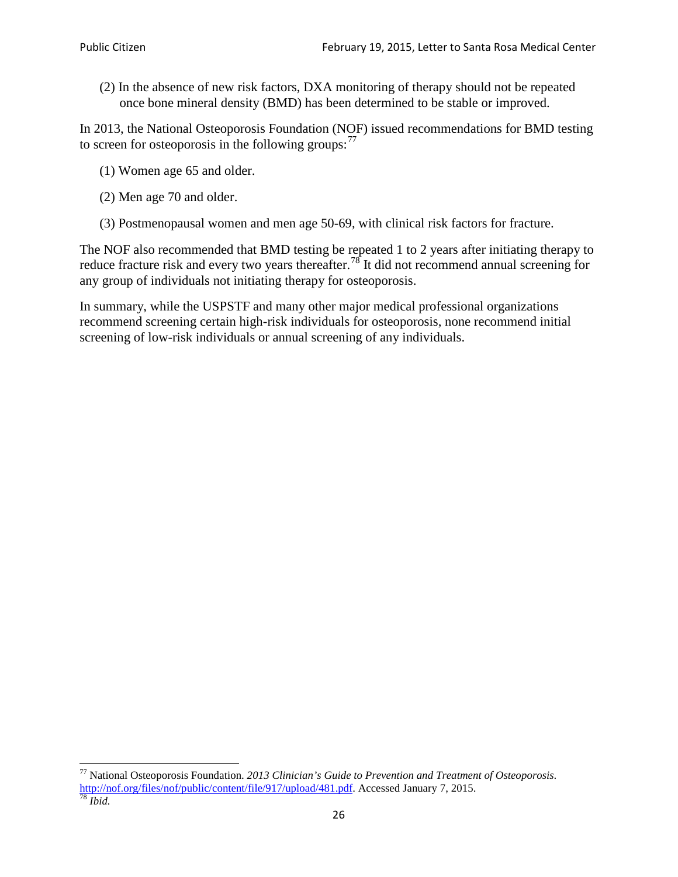(2) In the absence of new risk factors, DXA monitoring of therapy should not be repeated once bone mineral density (BMD) has been determined to be stable or improved.

In 2013, the National Osteoporosis Foundation (NOF) issued recommendations for BMD testing to screen for osteoporosis in the following groups:[77]

(1) Women age 65 and older.

(2) Men age 70 and older.

(3) Postmenopausal women and men age 50-69, with clinical risk factors for fracture.

The NOF also recommended that BMD testing be repeated 1 to 2 years after initiating therapy to reduce fracture risk and every two years thereafter.[78] It did not recommend annual screening for any group of individuals not initiating therapy for osteoporosis.

In summary, while the USPSTF and many other major medical professional organizations recommend screening certain high-risk individuals for osteoporosis, none recommend initial screening of low-risk individuals or annual screening of any individuals.

---

[77] National Osteoporosis Foundation. *2013 Clinician's Guide to Prevention and Treatment of Osteoporosis.* http://nof.org/files/nof/public/content/file/917/upload/481.pdf. Accessed January 7, 2015.

[78] *Ibid.*